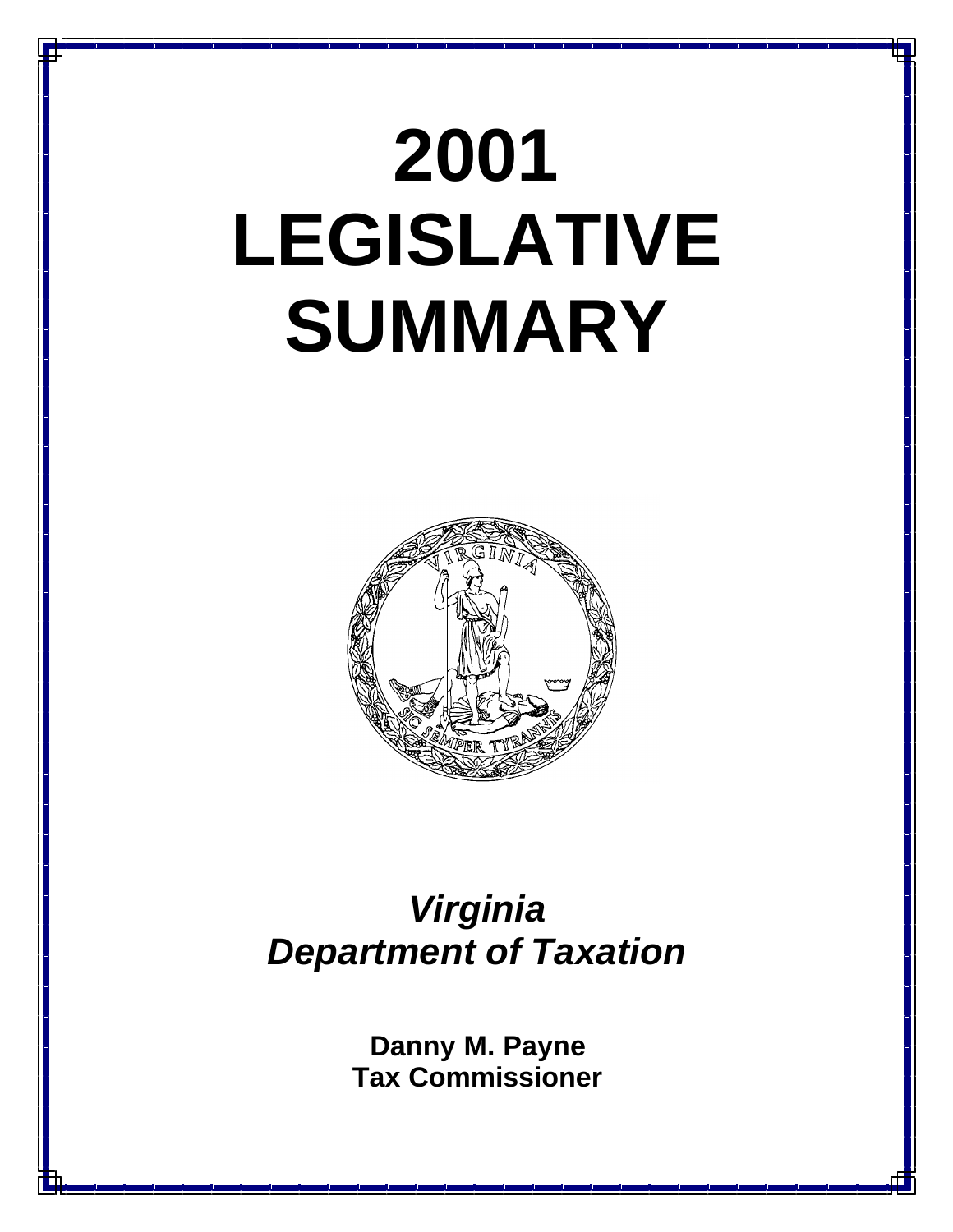# 2001 LEGISLATIVE SUMMARY

***Virginia***
***Department of Taxation***

**Danny M. Payne**
**Tax Commissioner**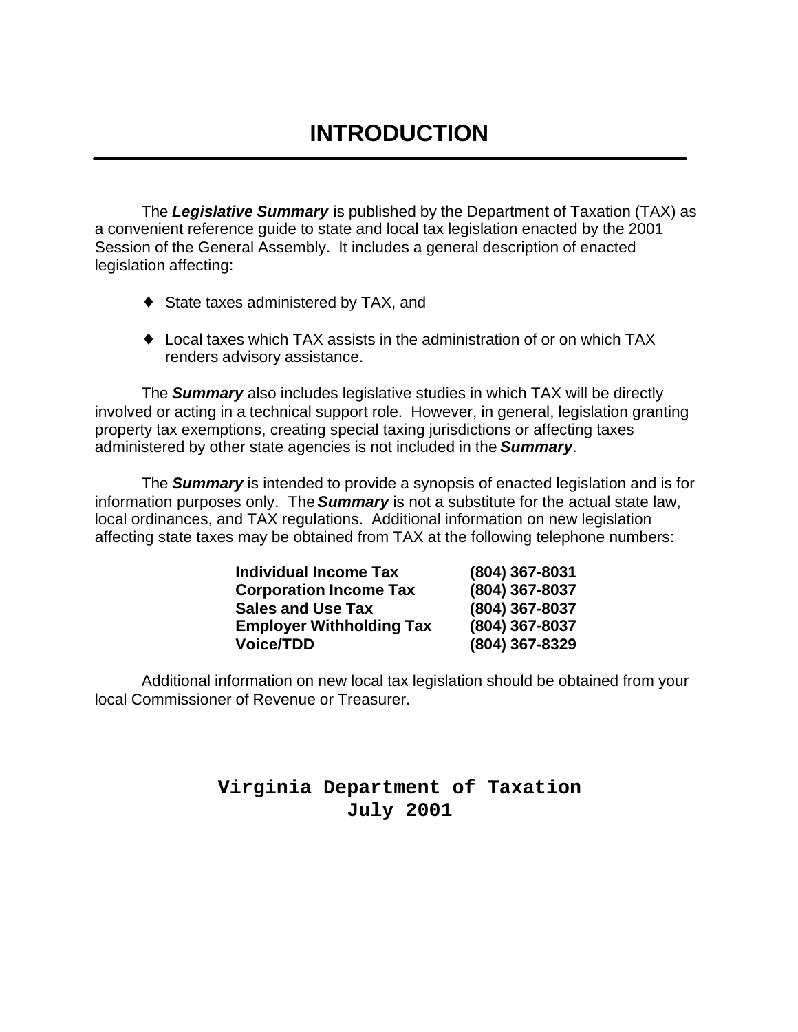# INTRODUCTION

The ***Legislative Summary*** is published by the Department of Taxation (TAX) as a convenient reference guide to state and local tax legislation enacted by the 2001 Session of the General Assembly. It includes a general description of enacted legislation affecting:

- State taxes administered by TAX, and
- Local taxes which TAX assists in the administration of or on which TAX renders advisory assistance.

The ***Summary*** also includes legislative studies in which TAX will be directly involved or acting in a technical support role. However, in general, legislation granting property tax exemptions, creating special taxing jurisdictions or affecting taxes administered by other state agencies is not included in the ***Summary***.

The ***Summary*** is intended to provide a synopsis of enacted legislation and is for information purposes only. The ***Summary*** is not a substitute for the actual state law, local ordinances, and TAX regulations. Additional information on new legislation affecting state taxes may be obtained from TAX at the following telephone numbers:

| | |
|---|---|
| **Individual Income Tax** | **(804) 367-8031** |
| **Corporation Income Tax** | **(804) 367-8037** |
| **Sales and Use Tax** | **(804) 367-8037** |
| **Employer Withholding Tax** | **(804) 367-8037** |
| **Voice/TDD** | **(804) 367-8329** |

Additional information on new local tax legislation should be obtained from your local Commissioner of Revenue or Treasurer.

**Virginia Department of Taxation**
**July 2001**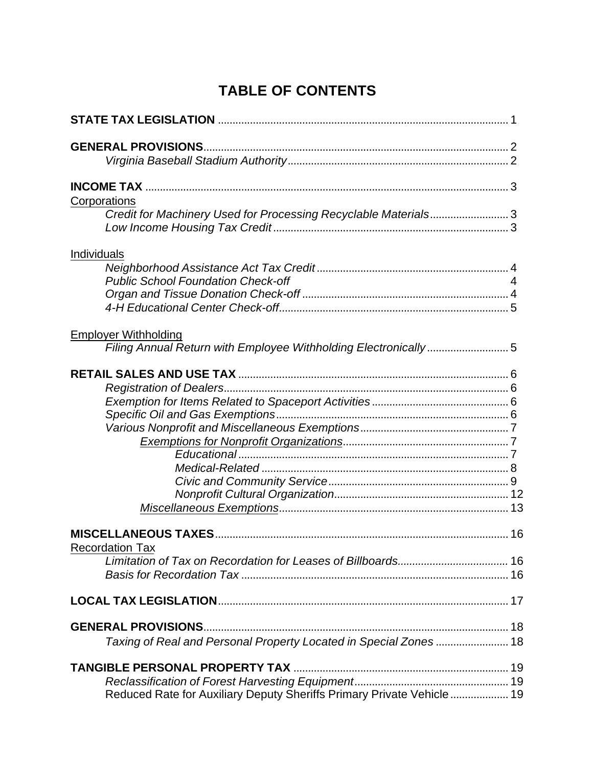# TABLE OF CONTENTS

**STATE TAX LEGISLATION** ............................................................ 1

**GENERAL PROVISIONS**............................................................ 2
- *Virginia Baseball Stadium Authority*............................................................ 2

**INCOME TAX** ............................................................ 3

Corporations
- *Credit for Machinery Used for Processing Recyclable Materials*............................ 3
- *Low Income Housing Tax Credit*............................................................ 3

Individuals
- *Neighborhood Assistance Act Tax Credit*............................................................ 4
- *Public School Foundation Check-off* 4
- *Organ and Tissue Donation Check-off*............................................................ 4
- *4-H Educational Center Check-off*............................................................ 5

Employer Withholding
- *Filing Annual Return with Employee Withholding Electronically*............................ 5

**RETAIL SALES AND USE TAX** ............................................................ 6
- *Registration of Dealers*............................................................ 6
- *Exemption for Items Related to Spaceport Activities*............................................ 6
- *Specific Oil and Gas Exemptions*............................................................ 6
- *Various Nonprofit and Miscellaneous Exemptions*............................................ 7
  - *Exemptions for Nonprofit Organizations*............................................................ 7
    - *Educational*............................................................ 7
    - *Medical-Related*............................................................ 8
    - *Civic and Community Service*............................................................ 9
    - *Nonprofit Cultural Organization*............................................................ 12
  - *Miscellaneous Exemptions*............................................................ 13

**MISCELLANEOUS TAXES**............................................................ 16

Recordation Tax
- *Limitation of Tax on Recordation for Leases of Billboards*.................................. 16
- *Basis for Recordation Tax*............................................................ 16

**LOCAL TAX LEGISLATION**............................................................ 17

**GENERAL PROVISIONS**............................................................ 18
- *Taxing of Real and Personal Property Located in Special Zones*........................ 18

**TANGIBLE PERSONAL PROPERTY TAX** ............................................................ 19
- *Reclassification of Forest Harvesting Equipment*............................................ 19
- Reduced Rate for Auxiliary Deputy Sheriffs Primary Private Vehicle.................... 19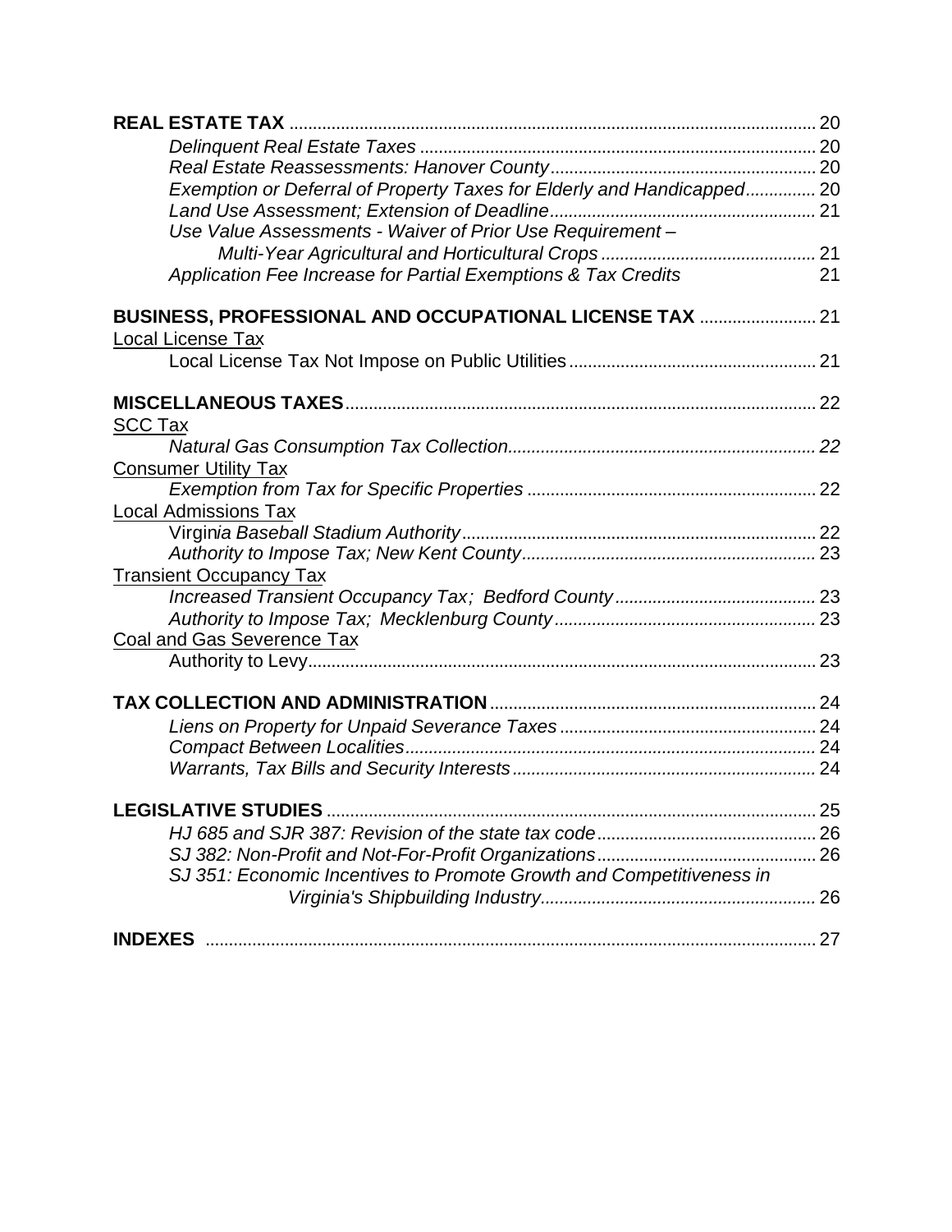**REAL ESTATE TAX** .......... 20

*Delinquent Real Estate Taxes* .......... 20

*Real Estate Reassessments: Hanover County* .......... 20

*Exemption or Deferral of Property Taxes for Elderly and Handicapped* .......... 20

*Land Use Assessment; Extension of Deadline* .......... 21

*Use Value Assessments - Waiver of Prior Use Requirement – Multi-Year Agricultural and Horticultural Crops* .......... 21

*Application Fee Increase for Partial Exemptions & Tax Credits* 21

**BUSINESS, PROFESSIONAL AND OCCUPATIONAL LICENSE TAX** .......... 21

Local License Tax

Local License Tax Not Impose on Public Utilities .......... 21

**MISCELLANEOUS TAXES** .......... 22

SCC Tax

*Natural Gas Consumption Tax Collection* .......... *22*

Consumer Utility Tax

*Exemption from Tax for Specific Properties* .......... 22

Local Admissions Tax

Virgin*ia Baseball Stadium Authority* .......... 22

*Authority to Impose Tax; New Kent County* .......... 23

Transient Occupancy Tax

*Increased Transient Occupancy Tax; Bedford County* .......... 23

*Authority to Impose Tax; Mecklenburg County* .......... 23

Coal and Gas Severence Tax

Authority to Levy .......... 23

**TAX COLLECTION AND ADMINISTRATION** .......... 24

*Liens on Property for Unpaid Severance Taxes* .......... 24

*Compact Between Localities* .......... 24

*Warrants, Tax Bills and Security Interests* .......... 24

**LEGISLATIVE STUDIES** .......... 25

*HJ 685 and SJR 387: Revision of the state tax code* .......... 26

*SJ 382: Non-Profit and Not-For-Profit Organizations* .......... 26

*SJ 351: Economic Incentives to Promote Growth and Competitiveness in Virginia's Shipbuilding Industry* .......... 26

**INDEXES** .......... 27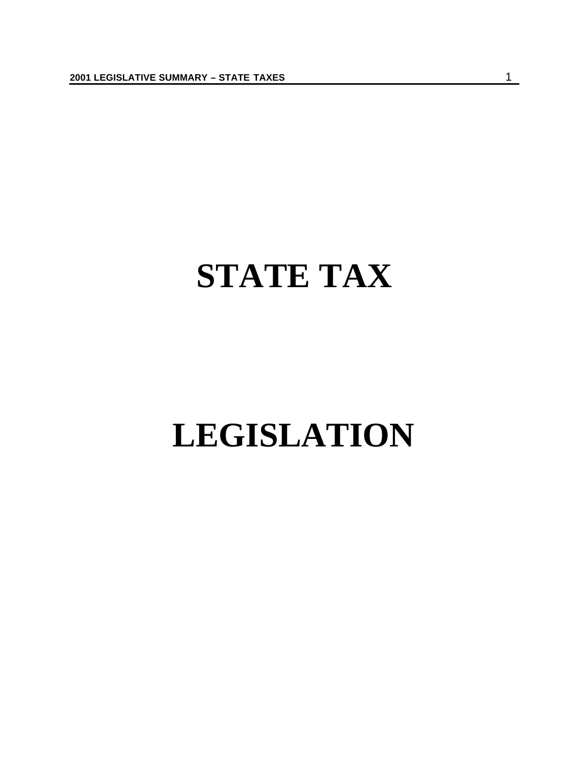# STATE TAX

# LEGISLATION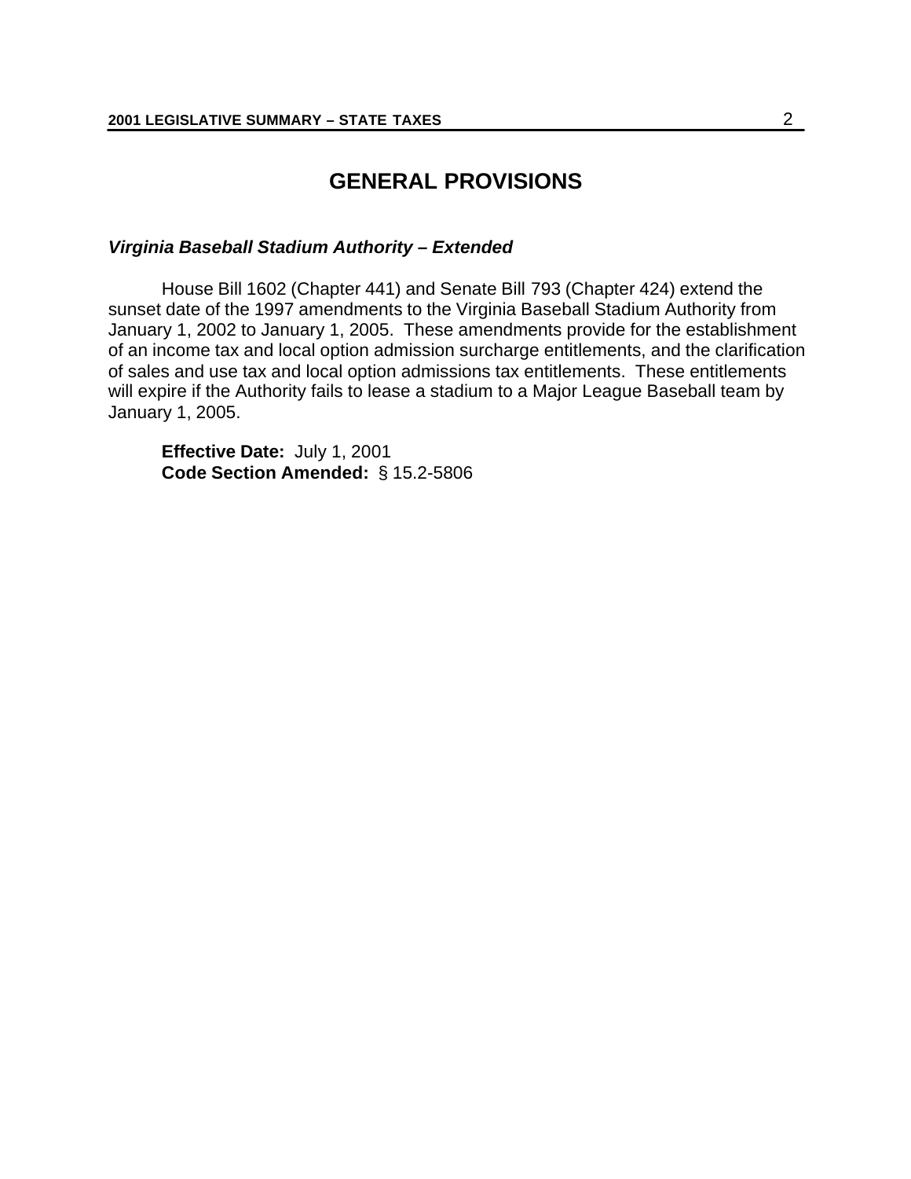# GENERAL PROVISIONS

### *Virginia Baseball Stadium Authority – Extended*

House Bill 1602 (Chapter 441) and Senate Bill 793 (Chapter 424) extend the sunset date of the 1997 amendments to the Virginia Baseball Stadium Authority from January 1, 2002 to January 1, 2005. These amendments provide for the establishment of an income tax and local option admission surcharge entitlements, and the clarification of sales and use tax and local option admissions tax entitlements. These entitlements will expire if the Authority fails to lease a stadium to a Major League Baseball team by January 1, 2005.

**Effective Date:** July 1, 2001
**Code Section Amended:** § 15.2-5806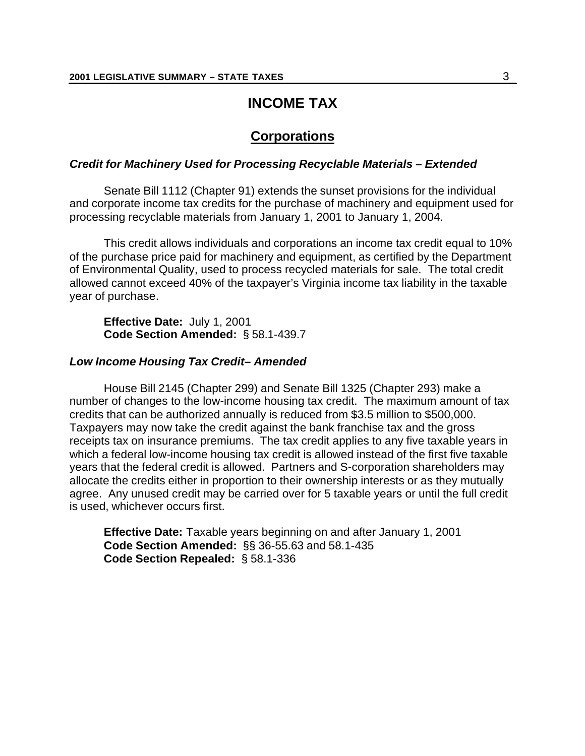# INCOME TAX

## Corporations

### *Credit for Machinery Used for Processing Recyclable Materials – Extended*

Senate Bill 1112 (Chapter 91) extends the sunset provisions for the individual and corporate income tax credits for the purchase of machinery and equipment used for processing recyclable materials from January 1, 2001 to January 1, 2004.

This credit allows individuals and corporations an income tax credit equal to 10% of the purchase price paid for machinery and equipment, as certified by the Department of Environmental Quality, used to process recycled materials for sale. The total credit allowed cannot exceed 40% of the taxpayer's Virginia income tax liability in the taxable year of purchase.

**Effective Date:** July 1, 2001
**Code Section Amended:** § 58.1-439.7

### *Low Income Housing Tax Credit– Amended*

House Bill 2145 (Chapter 299) and Senate Bill 1325 (Chapter 293) make a number of changes to the low-income housing tax credit. The maximum amount of tax credits that can be authorized annually is reduced from \$3.5 million to \$500,000. Taxpayers may now take the credit against the bank franchise tax and the gross receipts tax on insurance premiums. The tax credit applies to any five taxable years in which a federal low-income housing tax credit is allowed instead of the first five taxable years that the federal credit is allowed. Partners and S-corporation shareholders may allocate the credits either in proportion to their ownership interests or as they mutually agree. Any unused credit may be carried over for 5 taxable years or until the full credit is used, whichever occurs first.

**Effective Date:** Taxable years beginning on and after January 1, 2001
**Code Section Amended:** §§ 36-55.63 and 58.1-435
**Code Section Repealed:** § 58.1-336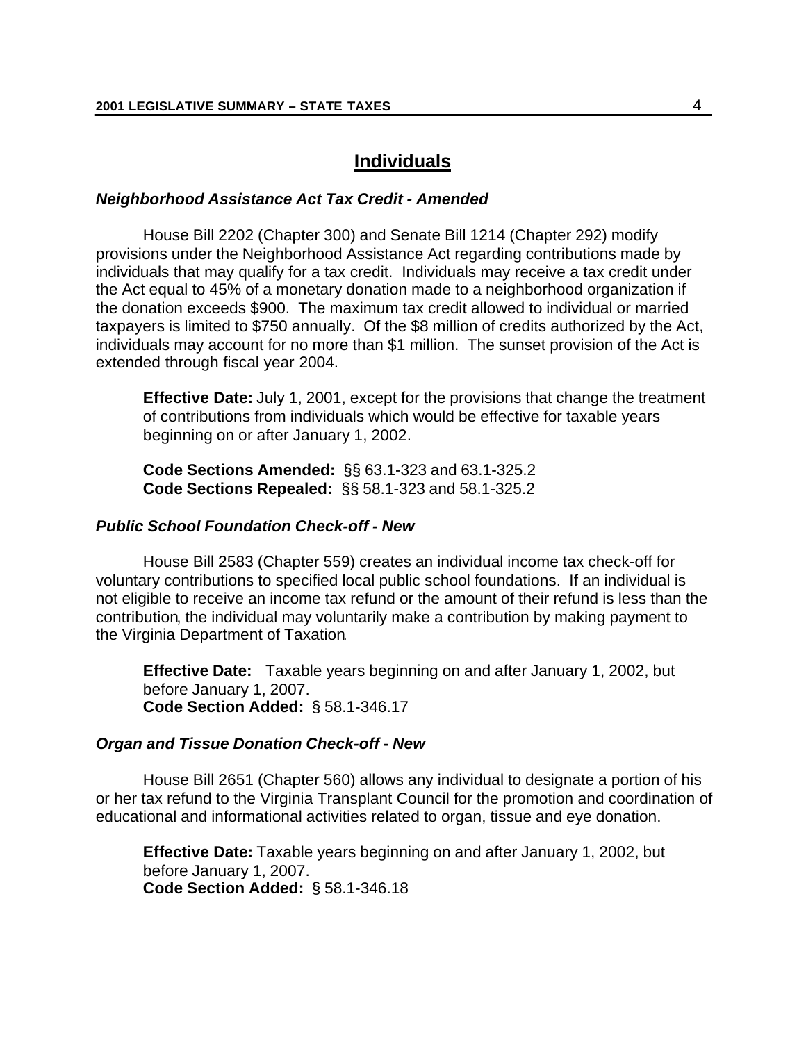## Individuals

### *Neighborhood Assistance Act Tax Credit - Amended*

House Bill 2202 (Chapter 300) and Senate Bill 1214 (Chapter 292) modify provisions under the Neighborhood Assistance Act regarding contributions made by individuals that may qualify for a tax credit. Individuals may receive a tax credit under the Act equal to 45% of a monetary donation made to a neighborhood organization if the donation exceeds $900. The maximum tax credit allowed to individual or married taxpayers is limited to $750 annually. Of the $8 million of credits authorized by the Act, individuals may account for no more than $1 million. The sunset provision of the Act is extended through fiscal year 2004.

**Effective Date:** July 1, 2001, except for the provisions that change the treatment of contributions from individuals which would be effective for taxable years beginning on or after January 1, 2002.

**Code Sections Amended:** §§ 63.1-323 and 63.1-325.2
**Code Sections Repealed:** §§ 58.1-323 and 58.1-325.2

### *Public School Foundation Check-off - New*

House Bill 2583 (Chapter 559) creates an individual income tax check-off for voluntary contributions to specified local public school foundations. If an individual is not eligible to receive an income tax refund or the amount of their refund is less than the contribution, the individual may voluntarily make a contribution by making payment to the Virginia Department of Taxation.

**Effective Date:** Taxable years beginning on and after January 1, 2002, but before January 1, 2007.
**Code Section Added:** § 58.1-346.17

### *Organ and Tissue Donation Check-off - New*

House Bill 2651 (Chapter 560) allows any individual to designate a portion of his or her tax refund to the Virginia Transplant Council for the promotion and coordination of educational and informational activities related to organ, tissue and eye donation.

**Effective Date:** Taxable years beginning on and after January 1, 2002, but before January 1, 2007.
**Code Section Added:** § 58.1-346.18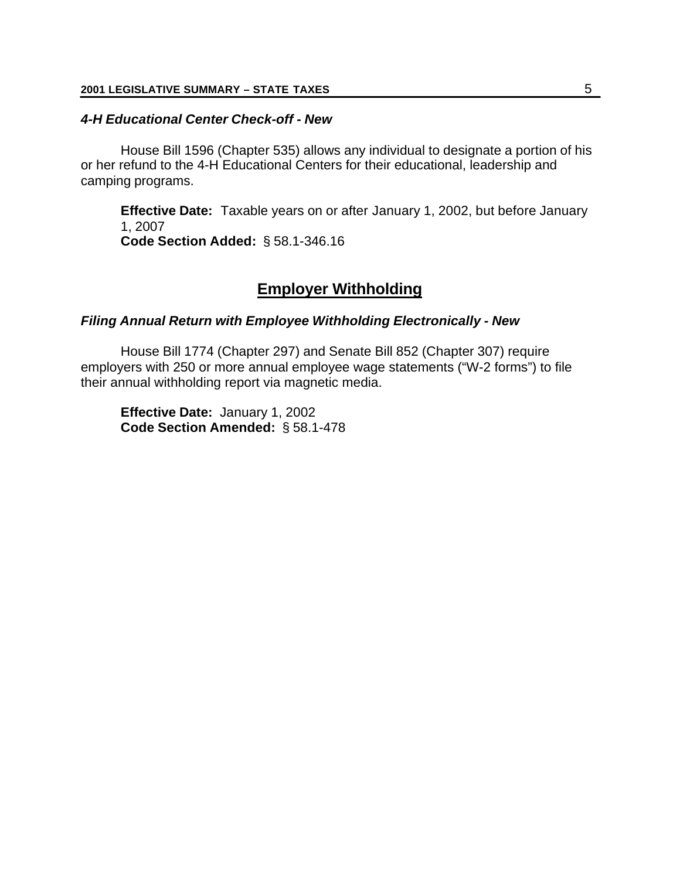***4-H Educational Center Check-off - New***

House Bill 1596 (Chapter 535) allows any individual to designate a portion of his or her refund to the 4-H Educational Centers for their educational, leadership and camping programs.

**Effective Date:** Taxable years on or after January 1, 2002, but before January 1, 2007
**Code Section Added:** § 58.1-346.16

## Employer Withholding

***Filing Annual Return with Employee Withholding Electronically - New***

House Bill 1774 (Chapter 297) and Senate Bill 852 (Chapter 307) require employers with 250 or more annual employee wage statements ("W-2 forms") to file their annual withholding report via magnetic media.

**Effective Date:** January 1, 2002
**Code Section Amended:** § 58.1-478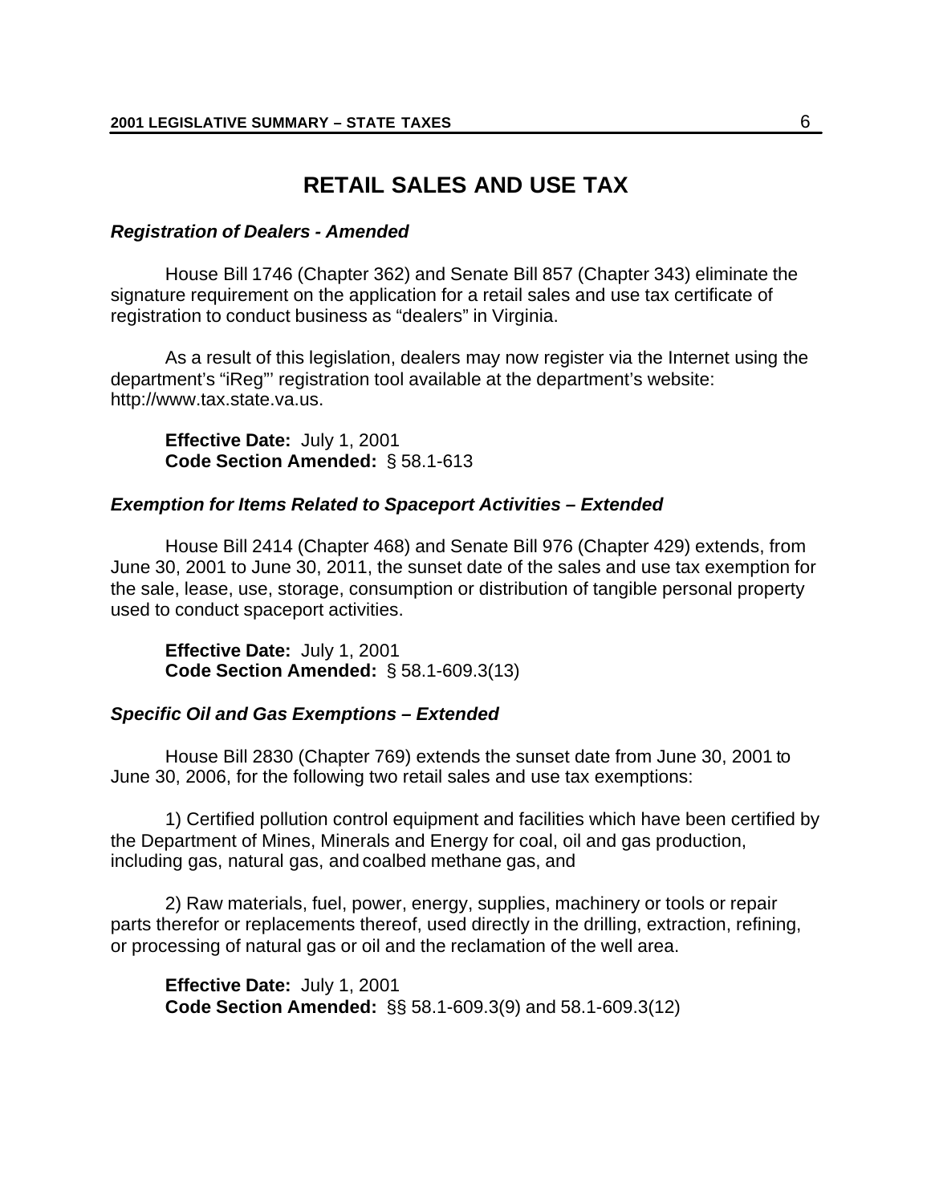# RETAIL SALES AND USE TAX

***Registration of Dealers - Amended***

House Bill 1746 (Chapter 362) and Senate Bill 857 (Chapter 343) eliminate the signature requirement on the application for a retail sales and use tax certificate of registration to conduct business as "dealers" in Virginia.

As a result of this legislation, dealers may now register via the Internet using the department's "iReg"' registration tool available at the department's website: http://www.tax.state.va.us.

**Effective Date:** July 1, 2001
**Code Section Amended:** § 58.1-613

***Exemption for Items Related to Spaceport Activities – Extended***

House Bill 2414 (Chapter 468) and Senate Bill 976 (Chapter 429) extends, from June 30, 2001 to June 30, 2011, the sunset date of the sales and use tax exemption for the sale, lease, use, storage, consumption or distribution of tangible personal property used to conduct spaceport activities.

**Effective Date:** July 1, 2001
**Code Section Amended:** § 58.1-609.3(13)

***Specific Oil and Gas Exemptions – Extended***

House Bill 2830 (Chapter 769) extends the sunset date from June 30, 2001 to June 30, 2006, for the following two retail sales and use tax exemptions:

1) Certified pollution control equipment and facilities which have been certified by the Department of Mines, Minerals and Energy for coal, oil and gas production, including gas, natural gas, and coalbed methane gas, and

2) Raw materials, fuel, power, energy, supplies, machinery or tools or repair parts therefor or replacements thereof, used directly in the drilling, extraction, refining, or processing of natural gas or oil and the reclamation of the well area.

**Effective Date:** July 1, 2001
**Code Section Amended:** §§ 58.1-609.3(9) and 58.1-609.3(12)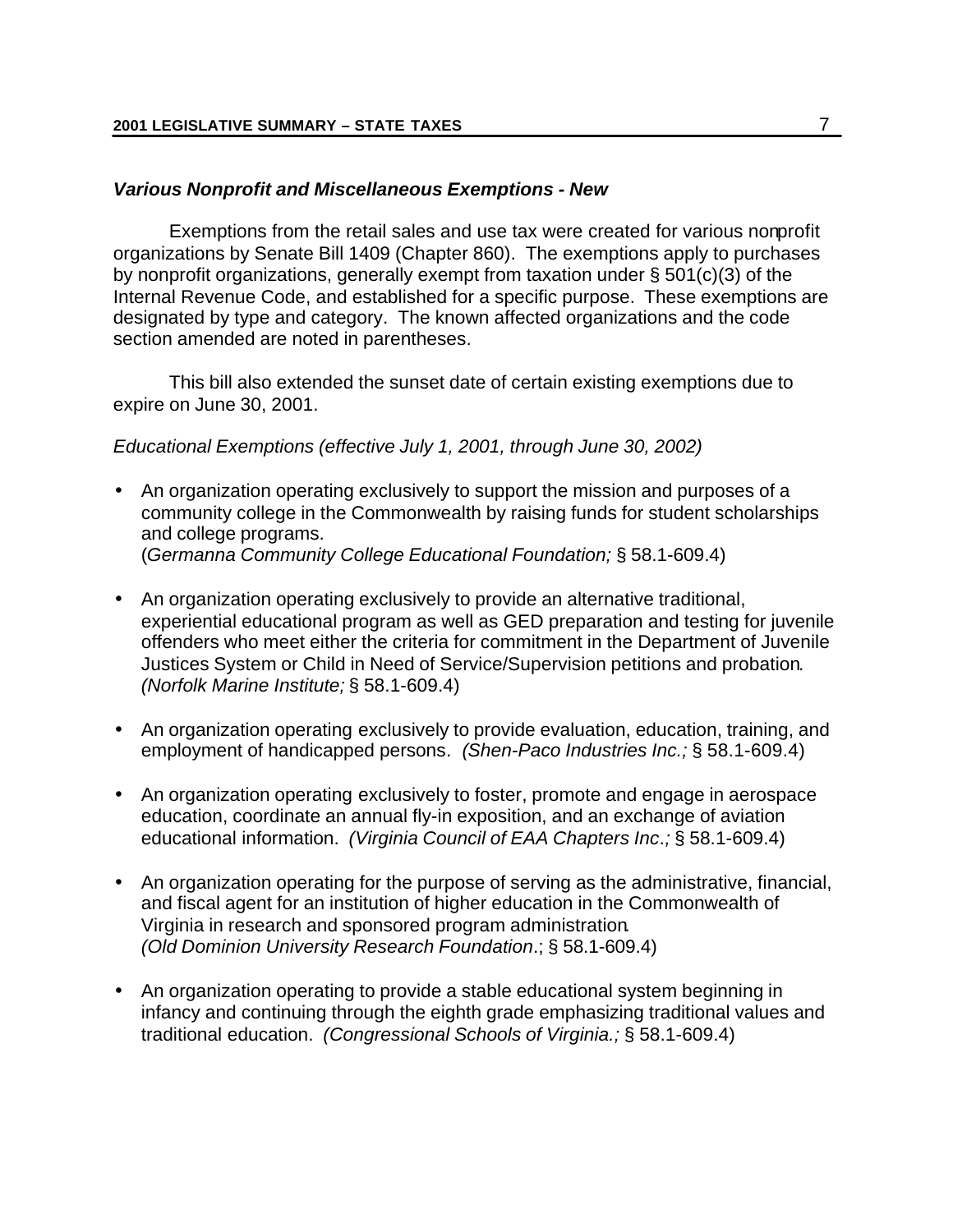### *Various Nonprofit and Miscellaneous Exemptions - New*

Exemptions from the retail sales and use tax were created for various nonprofit organizations by Senate Bill 1409 (Chapter 860). The exemptions apply to purchases by nonprofit organizations, generally exempt from taxation under § 501(c)(3) of the Internal Revenue Code, and established for a specific purpose. These exemptions are designated by type and category. The known affected organizations and the code section amended are noted in parentheses.

This bill also extended the sunset date of certain existing exemptions due to expire on June 30, 2001.

*Educational Exemptions (effective July 1, 2001, through June 30, 2002)*

- An organization operating exclusively to support the mission and purposes of a community college in the Commonwealth by raising funds for student scholarships and college programs.
  (*Germanna Community College Educational Foundation;* § 58.1-609.4)

- An organization operating exclusively to provide an alternative traditional, experiential educational program as well as GED preparation and testing for juvenile offenders who meet either the criteria for commitment in the Department of Juvenile Justices System or Child in Need of Service/Supervision petitions and probation.
  *(Norfolk Marine Institute;* § 58.1-609.4)

- An organization operating exclusively to provide evaluation, education, training, and employment of handicapped persons. *(Shen-Paco Industries Inc.;* § 58.1-609.4)

- An organization operating exclusively to foster, promote and engage in aerospace education, coordinate an annual fly-in exposition, and an exchange of aviation educational information. *(Virginia Council of EAA Chapters Inc.;* § 58.1-609.4)

- An organization operating for the purpose of serving as the administrative, financial, and fiscal agent for an institution of higher education in the Commonwealth of Virginia in research and sponsored program administration.
  *(Old Dominion University Research Foundation*.; § 58.1-609.4)

- An organization operating to provide a stable educational system beginning in infancy and continuing through the eighth grade emphasizing traditional values and traditional education. *(Congressional Schools of Virginia.;* § 58.1-609.4)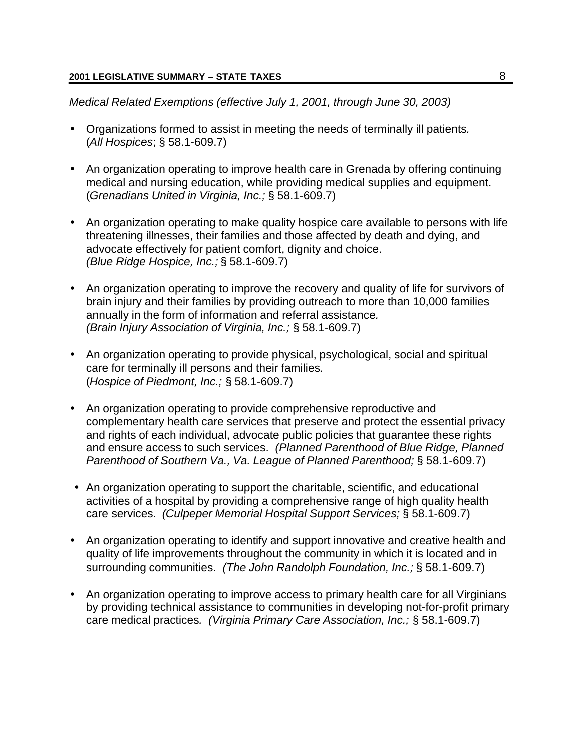*Medical Related Exemptions (effective July 1, 2001, through June 30, 2003)*

- Organizations formed to assist in meeting the needs of terminally ill patients. (*All Hospices*; § 58.1-609.7)
- An organization operating to improve health care in Grenada by offering continuing medical and nursing education, while providing medical supplies and equipment. (*Grenadians United in Virginia, Inc.;* § 58.1-609.7)
- An organization operating to make quality hospice care available to persons with life threatening illnesses, their families and those affected by death and dying, and advocate effectively for patient comfort, dignity and choice. *(Blue Ridge Hospice, Inc.;* § 58.1-609.7)
- An organization operating to improve the recovery and quality of life for survivors of brain injury and their families by providing outreach to more than 10,000 families annually in the form of information and referral assistance. *(Brain Injury Association of Virginia, Inc.;* § 58.1-609.7)
- An organization operating to provide physical, psychological, social and spiritual care for terminally ill persons and their families. (*Hospice of Piedmont, Inc.;* § 58.1-609.7)
- An organization operating to provide comprehensive reproductive and complementary health care services that preserve and protect the essential privacy and rights of each individual, advocate public policies that guarantee these rights and ensure access to such services. *(Planned Parenthood of Blue Ridge, Planned Parenthood of Southern Va., Va. League of Planned Parenthood;* § 58.1-609.7)
- An organization operating to support the charitable, scientific, and educational activities of a hospital by providing a comprehensive range of high quality health care services. *(Culpeper Memorial Hospital Support Services;* § 58.1-609.7)
- An organization operating to identify and support innovative and creative health and quality of life improvements throughout the community in which it is located and in surrounding communities. *(The John Randolph Foundation, Inc.;* § 58.1-609.7)
- An organization operating to improve access to primary health care for all Virginians by providing technical assistance to communities in developing not-for-profit primary care medical practices. *(Virginia Primary Care Association, Inc.;* § 58.1-609.7)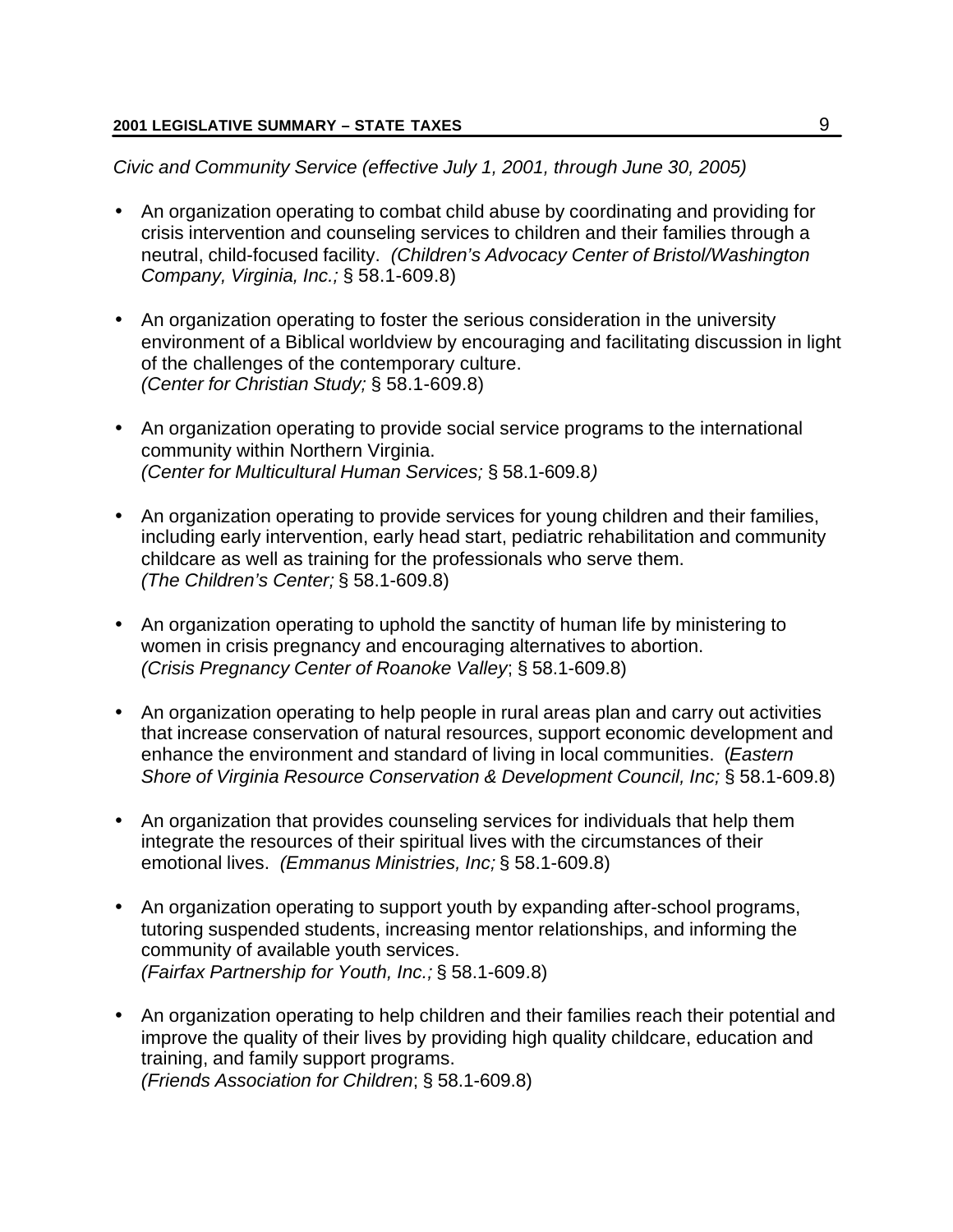*Civic and Community Service (effective July 1, 2001, through June 30, 2005)*

- An organization operating to combat child abuse by coordinating and providing for crisis intervention and counseling services to children and their families through a neutral, child-focused facility. *(Children's Advocacy Center of Bristol/Washington Company, Virginia, Inc.;* § 58.1-609.8)

- An organization operating to foster the serious consideration in the university environment of a Biblical worldview by encouraging and facilitating discussion in light of the challenges of the contemporary culture. *(Center for Christian Study;* § 58.1-609.8)

- An organization operating to provide social service programs to the international community within Northern Virginia. *(Center for Multicultural Human Services;* § 58.1-609.8*)*

- An organization operating to provide services for young children and their families, including early intervention, early head start, pediatric rehabilitation and community childcare as well as training for the professionals who serve them. *(The Children's Center;* § 58.1-609.8)

- An organization operating to uphold the sanctity of human life by ministering to women in crisis pregnancy and encouraging alternatives to abortion. *(Crisis Pregnancy Center of Roanoke Valley*; § 58.1-609.8)

- An organization operating to help people in rural areas plan and carry out activities that increase conservation of natural resources, support economic development and enhance the environment and standard of living in local communities. (*Eastern Shore of Virginia Resource Conservation & Development Council, Inc;* § 58.1-609.8)

- An organization that provides counseling services for individuals that help them integrate the resources of their spiritual lives with the circumstances of their emotional lives. *(Emmanus Ministries, Inc;* § 58.1-609.8)

- An organization operating to support youth by expanding after-school programs, tutoring suspended students, increasing mentor relationships, and informing the community of available youth services. *(Fairfax Partnership for Youth, Inc.;* § 58.1-609.8)

- An organization operating to help children and their families reach their potential and improve the quality of their lives by providing high quality childcare, education and training, and family support programs. *(Friends Association for Children*; § 58.1-609.8)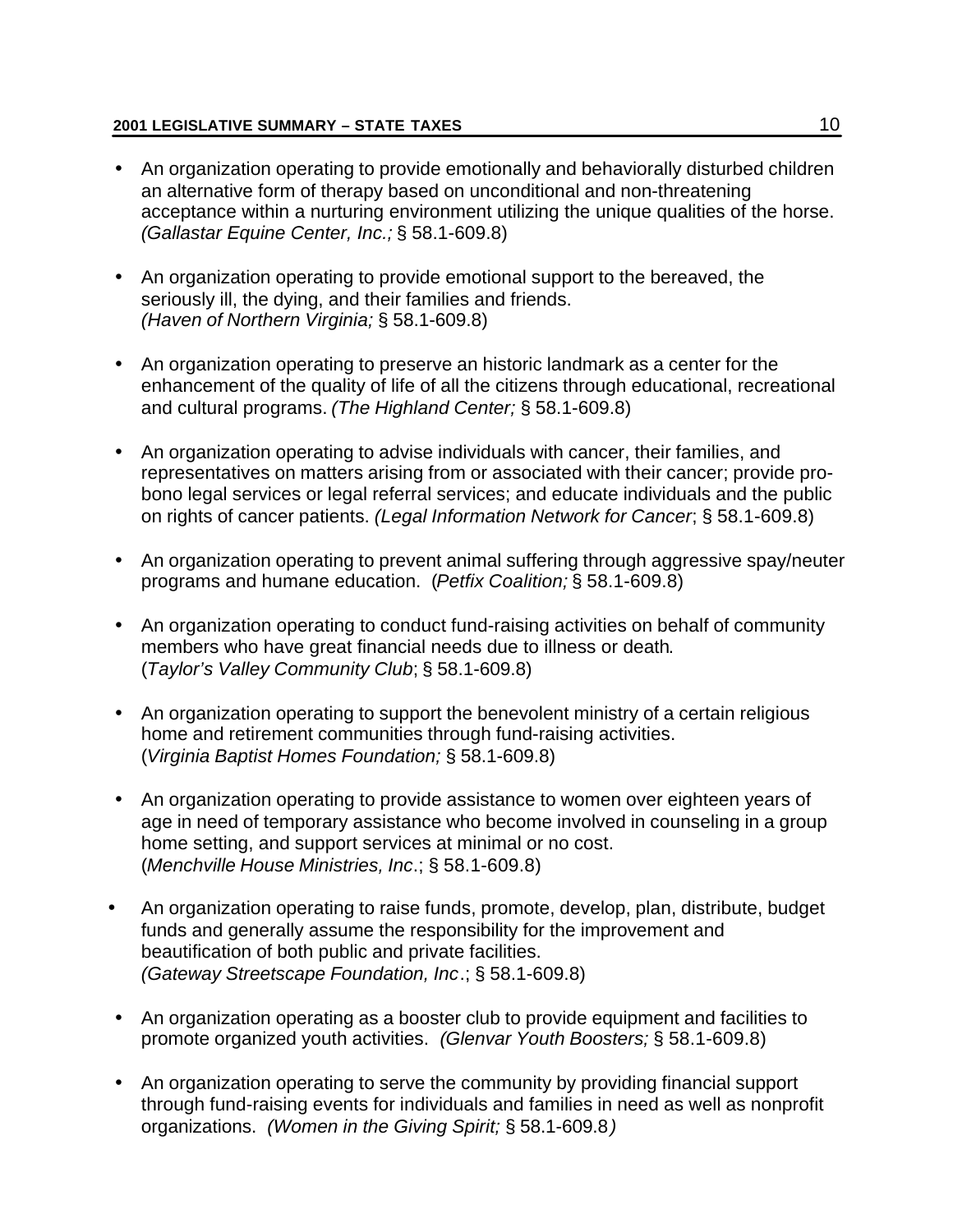- An organization operating to provide emotionally and behaviorally disturbed children an alternative form of therapy based on unconditional and non-threatening acceptance within a nurturing environment utilizing the unique qualities of the horse. *(Gallastar Equine Center, Inc.;* § 58.1-609.8)

- An organization operating to provide emotional support to the bereaved, the seriously ill, the dying, and their families and friends. *(Haven of Northern Virginia;* § 58.1-609.8)

- An organization operating to preserve an historic landmark as a center for the enhancement of the quality of life of all the citizens through educational, recreational and cultural programs. *(The Highland Center;* § 58.1-609.8)

- An organization operating to advise individuals with cancer, their families, and representatives on matters arising from or associated with their cancer; provide pro-bono legal services or legal referral services; and educate individuals and the public on rights of cancer patients. *(Legal Information Network for Cancer*; § 58.1-609.8)

- An organization operating to prevent animal suffering through aggressive spay/neuter programs and humane education. (*Petfix Coalition;* § 58.1-609.8)

- An organization operating to conduct fund-raising activities on behalf of community members who have great financial needs due to illness or death. (*Taylor's Valley Community Club*; § 58.1-609.8)

- An organization operating to support the benevolent ministry of a certain religious home and retirement communities through fund-raising activities. (*Virginia Baptist Homes Foundation;* § 58.1-609.8)

- An organization operating to provide assistance to women over eighteen years of age in need of temporary assistance who become involved in counseling in a group home setting, and support services at minimal or no cost. (*Menchville House Ministries, Inc*.; § 58.1-609.8)

- An organization operating to raise funds, promote, develop, plan, distribute, budget funds and generally assume the responsibility for the improvement and beautification of both public and private facilities. *(Gateway Streetscape Foundation, Inc*.; § 58.1-609.8)

- An organization operating as a booster club to provide equipment and facilities to promote organized youth activities. *(Glenvar Youth Boosters;* § 58.1-609.8)

- An organization operating to serve the community by providing financial support through fund-raising events for individuals and families in need as well as nonprofit organizations. *(Women in the Giving Spirit;* § 58.1-609.8*)*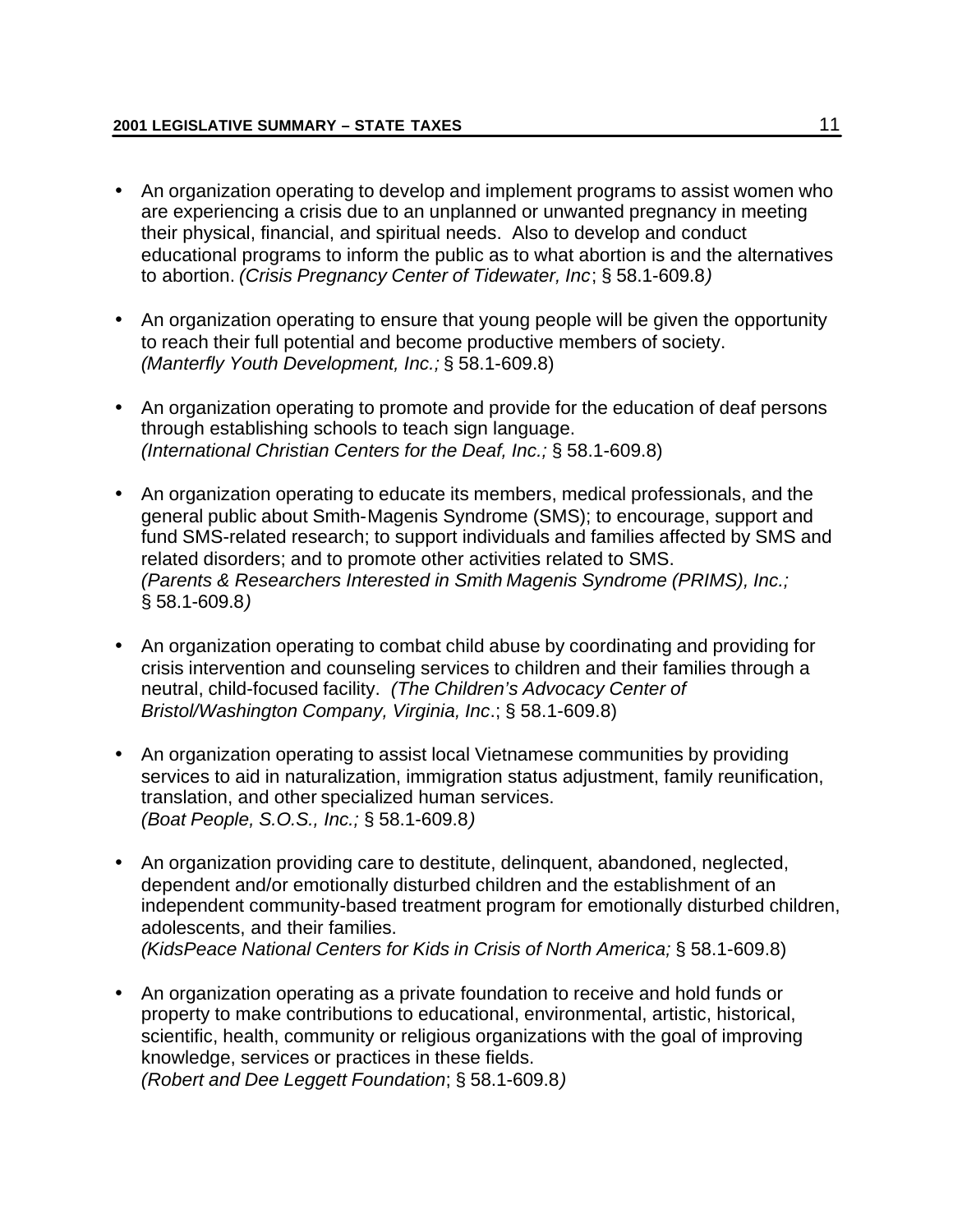- An organization operating to develop and implement programs to assist women who are experiencing a crisis due to an unplanned or unwanted pregnancy in meeting their physical, financial, and spiritual needs. Also to develop and conduct educational programs to inform the public as to what abortion is and the alternatives to abortion. *(Crisis Pregnancy Center of Tidewater, Inc*; § 58.1-609.8*)*

- An organization operating to ensure that young people will be given the opportunity to reach their full potential and become productive members of society. *(Manterfly Youth Development, Inc.;* § 58.1-609.8)

- An organization operating to promote and provide for the education of deaf persons through establishing schools to teach sign language. *(International Christian Centers for the Deaf, Inc.;* § 58.1-609.8)

- An organization operating to educate its members, medical professionals, and the general public about Smith-Magenis Syndrome (SMS); to encourage, support and fund SMS-related research; to support individuals and families affected by SMS and related disorders; and to promote other activities related to SMS. *(Parents & Researchers Interested in Smith Magenis Syndrome (PRIMS), Inc.;* § 58.1-609.8*)*

- An organization operating to combat child abuse by coordinating and providing for crisis intervention and counseling services to children and their families through a neutral, child-focused facility. *(The Children's Advocacy Center of Bristol/Washington Company, Virginia, Inc*.; § 58.1-609.8)

- An organization operating to assist local Vietnamese communities by providing services to aid in naturalization, immigration status adjustment, family reunification, translation, and other specialized human services. *(Boat People, S.O.S., Inc.;* § 58.1-609.8*)*

- An organization providing care to destitute, delinquent, abandoned, neglected, dependent and/or emotionally disturbed children and the establishment of an independent community-based treatment program for emotionally disturbed children, adolescents, and their families. *(KidsPeace National Centers for Kids in Crisis of North America;* § 58.1-609.8)

- An organization operating as a private foundation to receive and hold funds or property to make contributions to educational, environmental, artistic, historical, scientific, health, community or religious organizations with the goal of improving knowledge, services or practices in these fields. *(Robert and Dee Leggett Foundation*; § 58.1-609.8*)*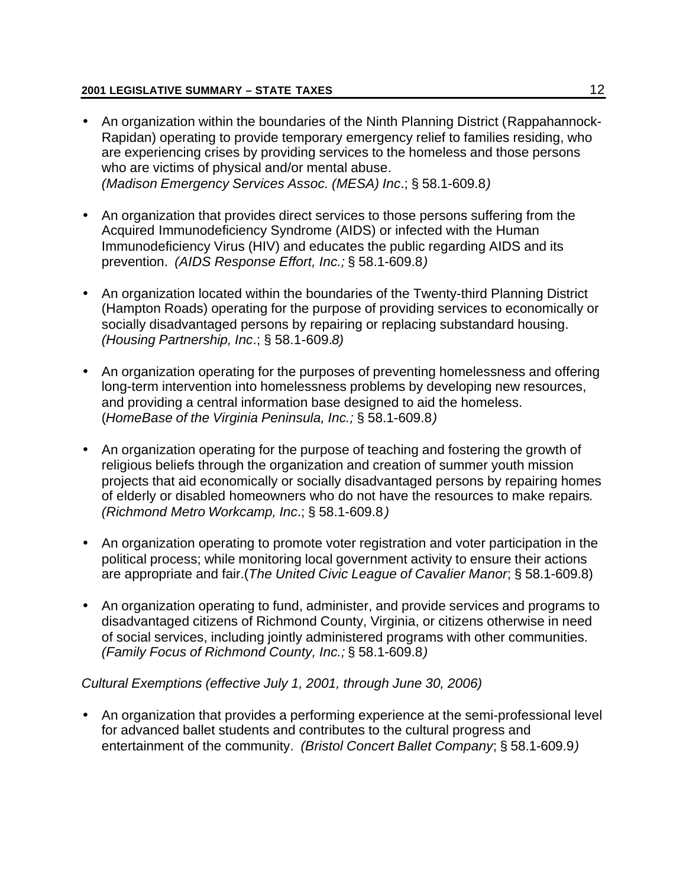- An organization within the boundaries of the Ninth Planning District (Rappahannock-Rapidan) operating to provide temporary emergency relief to families residing, who are experiencing crises by providing services to the homeless and those persons who are victims of physical and/or mental abuse.
  *(Madison Emergency Services Assoc. (MESA) Inc*.; § 58.1-609.8*)*

- An organization that provides direct services to those persons suffering from the Acquired Immunodeficiency Syndrome (AIDS) or infected with the Human Immunodeficiency Virus (HIV) and educates the public regarding AIDS and its prevention. *(AIDS Response Effort, Inc.;* § 58.1-609.8*)*

- An organization located within the boundaries of the Twenty-third Planning District (Hampton Roads) operating for the purpose of providing services to economically or socially disadvantaged persons by repairing or replacing substandard housing.
  *(Housing Partnership, Inc*.; § 58.1-609*.8)*

- An organization operating for the purposes of preventing homelessness and offering long-term intervention into homelessness problems by developing new resources, and providing a central information base designed to aid the homeless.
  (*HomeBase of the Virginia Peninsula, Inc.;* § 58.1-609.8*)*

- An organization operating for the purpose of teaching and fostering the growth of religious beliefs through the organization and creation of summer youth mission projects that aid economically or socially disadvantaged persons by repairing homes of elderly or disabled homeowners who do not have the resources to make repairs*.*
  *(Richmond Metro Workcamp, Inc*.; § 58.1-609.8*)*

- An organization operating to promote voter registration and voter participation in the political process; while monitoring local government activity to ensure their actions are appropriate and fair.(*The United Civic League of Cavalier Manor*; § 58.1-609.8)

- An organization operating to fund, administer, and provide services and programs to disadvantaged citizens of Richmond County, Virginia, or citizens otherwise in need of social services, including jointly administered programs with other communities.
  *(Family Focus of Richmond County, Inc.;* § 58.1-609.8*)*

*Cultural Exemptions (effective July 1, 2001, through June 30, 2006)*

- An organization that provides a performing experience at the semi-professional level for advanced ballet students and contributes to the cultural progress and entertainment of the community. *(Bristol Concert Ballet Company*; § 58.1-609.9*)*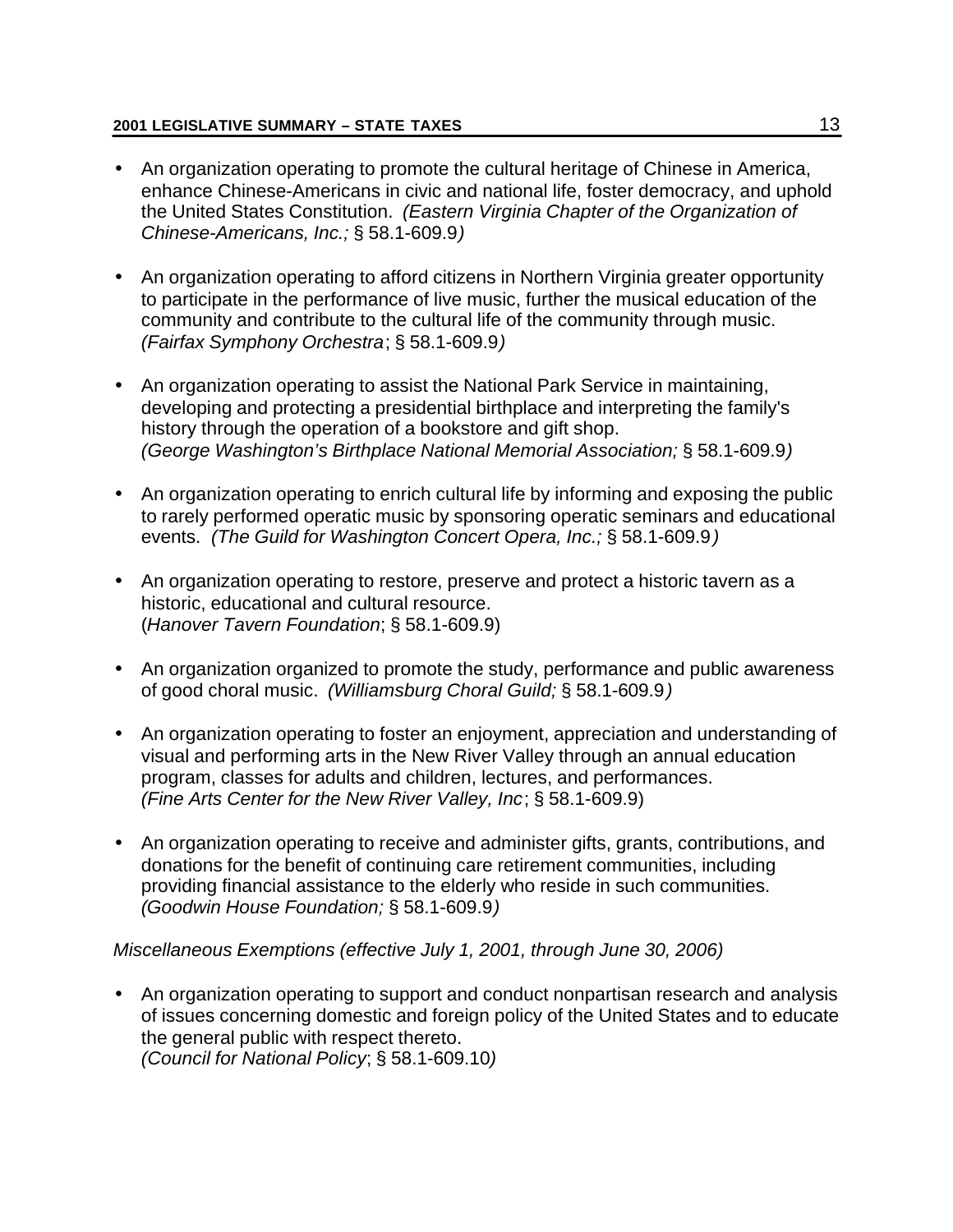- An organization operating to promote the cultural heritage of Chinese in America, enhance Chinese-Americans in civic and national life, foster democracy, and uphold the United States Constitution. *(Eastern Virginia Chapter of the Organization of Chinese-Americans, Inc.;* § 58.1-609.9*)*

- An organization operating to afford citizens in Northern Virginia greater opportunity to participate in the performance of live music, further the musical education of the community and contribute to the cultural life of the community through music. *(Fairfax Symphony Orchestra*; § 58.1-609.9*)*

- An organization operating to assist the National Park Service in maintaining, developing and protecting a presidential birthplace and interpreting the family's history through the operation of a bookstore and gift shop. *(George Washington's Birthplace National Memorial Association;* § 58.1-609.9*)*

- An organization operating to enrich cultural life by informing and exposing the public to rarely performed operatic music by sponsoring operatic seminars and educational events. *(The Guild for Washington Concert Opera, Inc.;* § 58.1-609.9*)*

- An organization operating to restore, preserve and protect a historic tavern as a historic, educational and cultural resource. (*Hanover Tavern Foundation*; § 58.1-609.9)

- An organization organized to promote the study, performance and public awareness of good choral music. *(Williamsburg Choral Guild;* § 58.1-609.9*)*

- An organization operating to foster an enjoyment, appreciation and understanding of visual and performing arts in the New River Valley through an annual education program, classes for adults and children, lectures, and performances. *(Fine Arts Center for the New River Valley, Inc*; § 58.1-609.9)

- An organization operating to receive and administer gifts, grants, contributions, and donations for the benefit of continuing care retirement communities, including providing financial assistance to the elderly who reside in such communities. *(Goodwin House Foundation;* § 58.1-609.9*)*

*Miscellaneous Exemptions (effective July 1, 2001, through June 30, 2006)*

- An organization operating to support and conduct nonpartisan research and analysis of issues concerning domestic and foreign policy of the United States and to educate the general public with respect thereto. *(Council for National Policy*; § 58.1-609.10*)*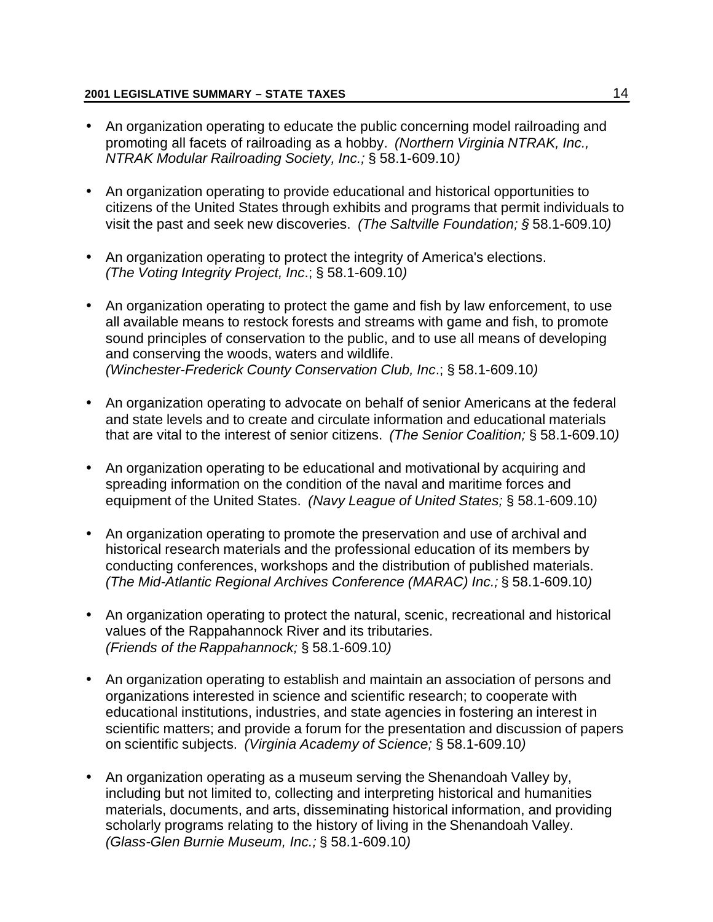- An organization operating to educate the public concerning model railroading and promoting all facets of railroading as a hobby. *(Northern Virginia NTRAK, Inc., NTRAK Modular Railroading Society, Inc.;* § 58.1-609.10*)*

- An organization operating to provide educational and historical opportunities to citizens of the United States through exhibits and programs that permit individuals to visit the past and seek new discoveries. *(The Saltville Foundation; §* 58.1-609.10*)*

- An organization operating to protect the integrity of America's elections. *(The Voting Integrity Project, Inc*.; § 58.1-609.10*)*

- An organization operating to protect the game and fish by law enforcement, to use all available means to restock forests and streams with game and fish, to promote sound principles of conservation to the public, and to use all means of developing and conserving the woods, waters and wildlife. *(Winchester-Frederick County Conservation Club, Inc*.; § 58.1-609.10*)*

- An organization operating to advocate on behalf of senior Americans at the federal and state levels and to create and circulate information and educational materials that are vital to the interest of senior citizens. *(The Senior Coalition;* § 58.1-609.10*)*

- An organization operating to be educational and motivational by acquiring and spreading information on the condition of the naval and maritime forces and equipment of the United States. *(Navy League of United States;* § 58.1-609.10*)*

- An organization operating to promote the preservation and use of archival and historical research materials and the professional education of its members by conducting conferences, workshops and the distribution of published materials. *(The Mid-Atlantic Regional Archives Conference (MARAC) Inc.;* § 58.1-609.10*)*

- An organization operating to protect the natural, scenic, recreational and historical values of the Rappahannock River and its tributaries. *(Friends of the Rappahannock;* § 58.1-609.10*)*

- An organization operating to establish and maintain an association of persons and organizations interested in science and scientific research; to cooperate with educational institutions, industries, and state agencies in fostering an interest in scientific matters; and provide a forum for the presentation and discussion of papers on scientific subjects. *(Virginia Academy of Science;* § 58.1-609.10*)*

- An organization operating as a museum serving the Shenandoah Valley by, including but not limited to, collecting and interpreting historical and humanities materials, documents, and arts, disseminating historical information, and providing scholarly programs relating to the history of living in the Shenandoah Valley. *(Glass-Glen Burnie Museum, Inc.;* § 58.1-609.10*)*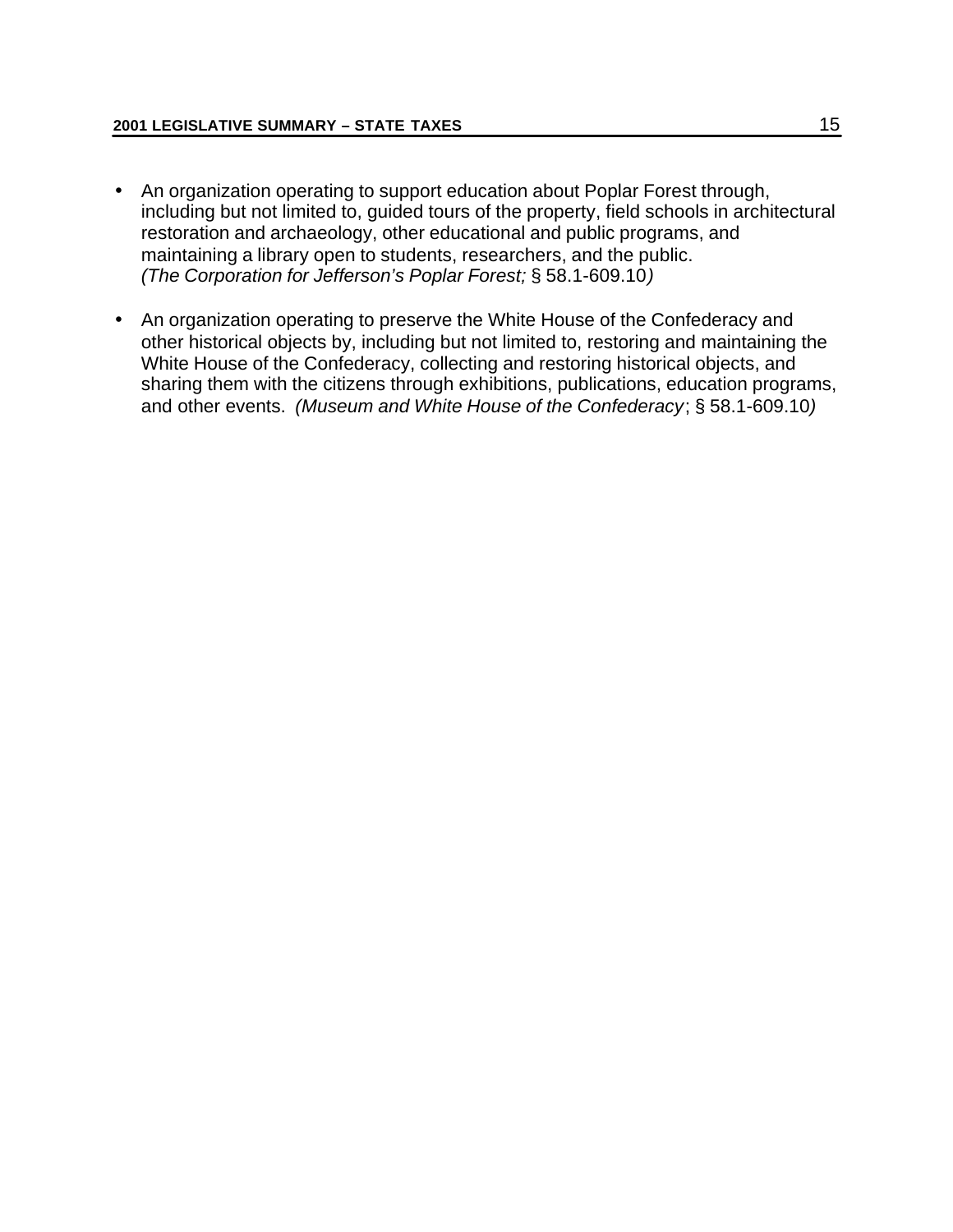- An organization operating to support education about Poplar Forest through, including but not limited to, guided tours of the property, field schools in architectural restoration and archaeology, other educational and public programs, and maintaining a library open to students, researchers, and the public. *(The Corporation for Jefferson's Poplar Forest;* § 58.1-609.10*)*

- An organization operating to preserve the White House of the Confederacy and other historical objects by, including but not limited to, restoring and maintaining the White House of the Confederacy, collecting and restoring historical objects, and sharing them with the citizens through exhibitions, publications, education programs, and other events. *(Museum and White House of the Confederacy*; § 58.1-609.10*)*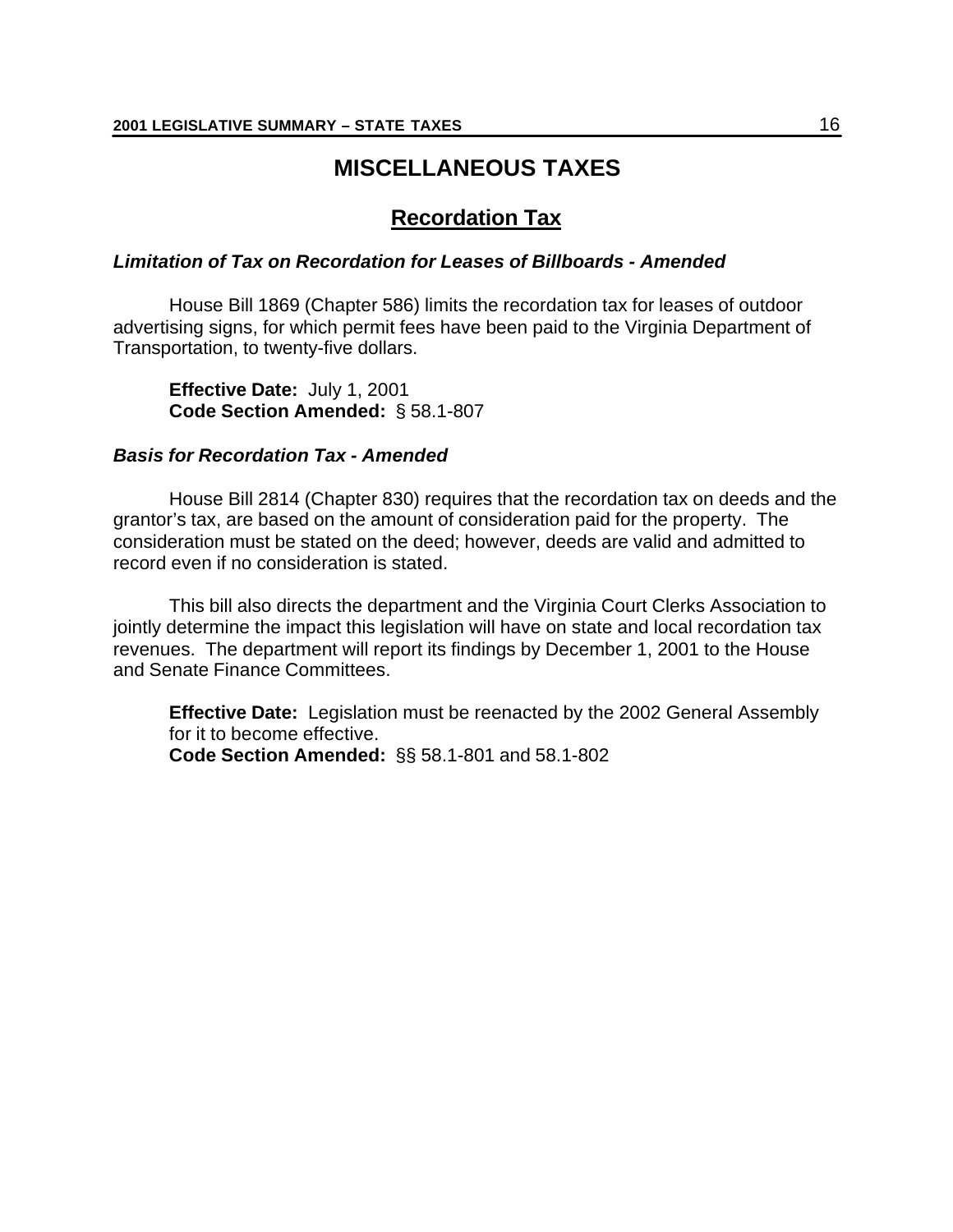# MISCELLANEOUS TAXES

## Recordation Tax

***Limitation of Tax on Recordation for Leases of Billboards - Amended***

House Bill 1869 (Chapter 586) limits the recordation tax for leases of outdoor advertising signs, for which permit fees have been paid to the Virginia Department of Transportation, to twenty-five dollars.

**Effective Date:** July 1, 2001
**Code Section Amended:** § 58.1-807

***Basis for Recordation Tax - Amended***

House Bill 2814 (Chapter 830) requires that the recordation tax on deeds and the grantor's tax, are based on the amount of consideration paid for the property. The consideration must be stated on the deed; however, deeds are valid and admitted to record even if no consideration is stated.

This bill also directs the department and the Virginia Court Clerks Association to jointly determine the impact this legislation will have on state and local recordation tax revenues. The department will report its findings by December 1, 2001 to the House and Senate Finance Committees.

**Effective Date:** Legislation must be reenacted by the 2002 General Assembly for it to become effective.
**Code Section Amended:** §§ 58.1-801 and 58.1-802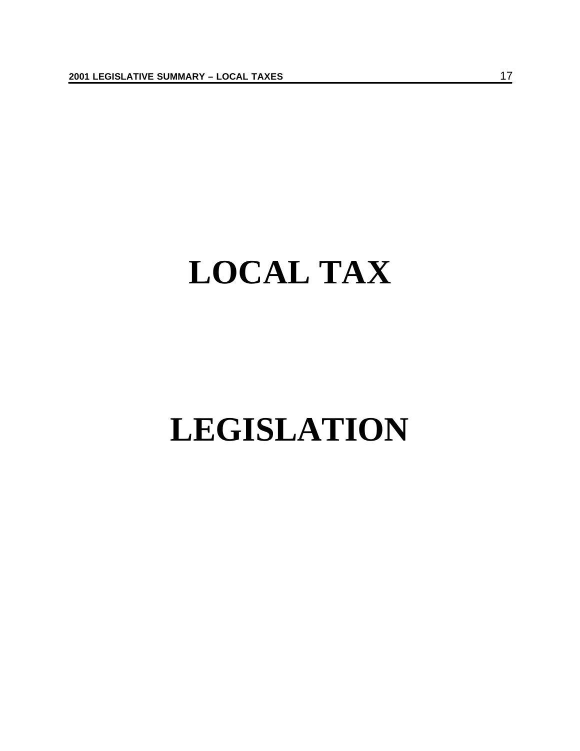# LOCAL TAX

# LEGISLATION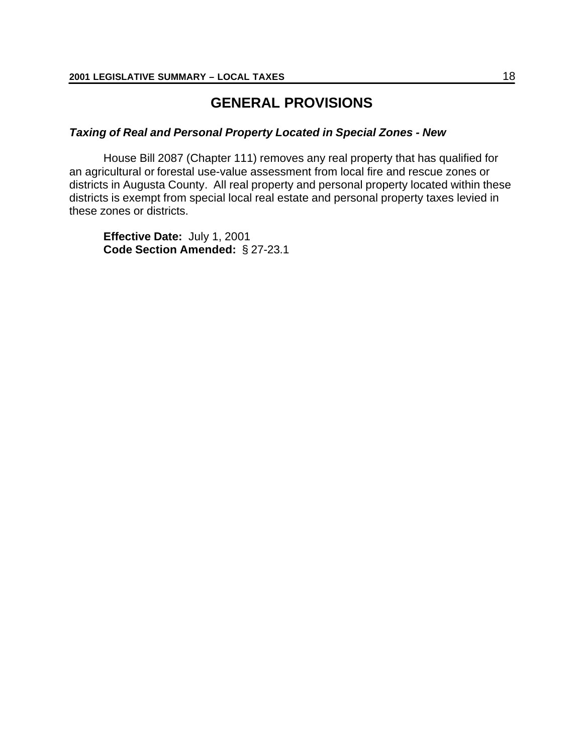# GENERAL PROVISIONS

***Taxing of Real and Personal Property Located in Special Zones - New***

House Bill 2087 (Chapter 111) removes any real property that has qualified for an agricultural or forestal use-value assessment from local fire and rescue zones or districts in Augusta County. All real property and personal property located within these districts is exempt from special local real estate and personal property taxes levied in these zones or districts.

**Effective Date:** July 1, 2001
**Code Section Amended:** § 27-23.1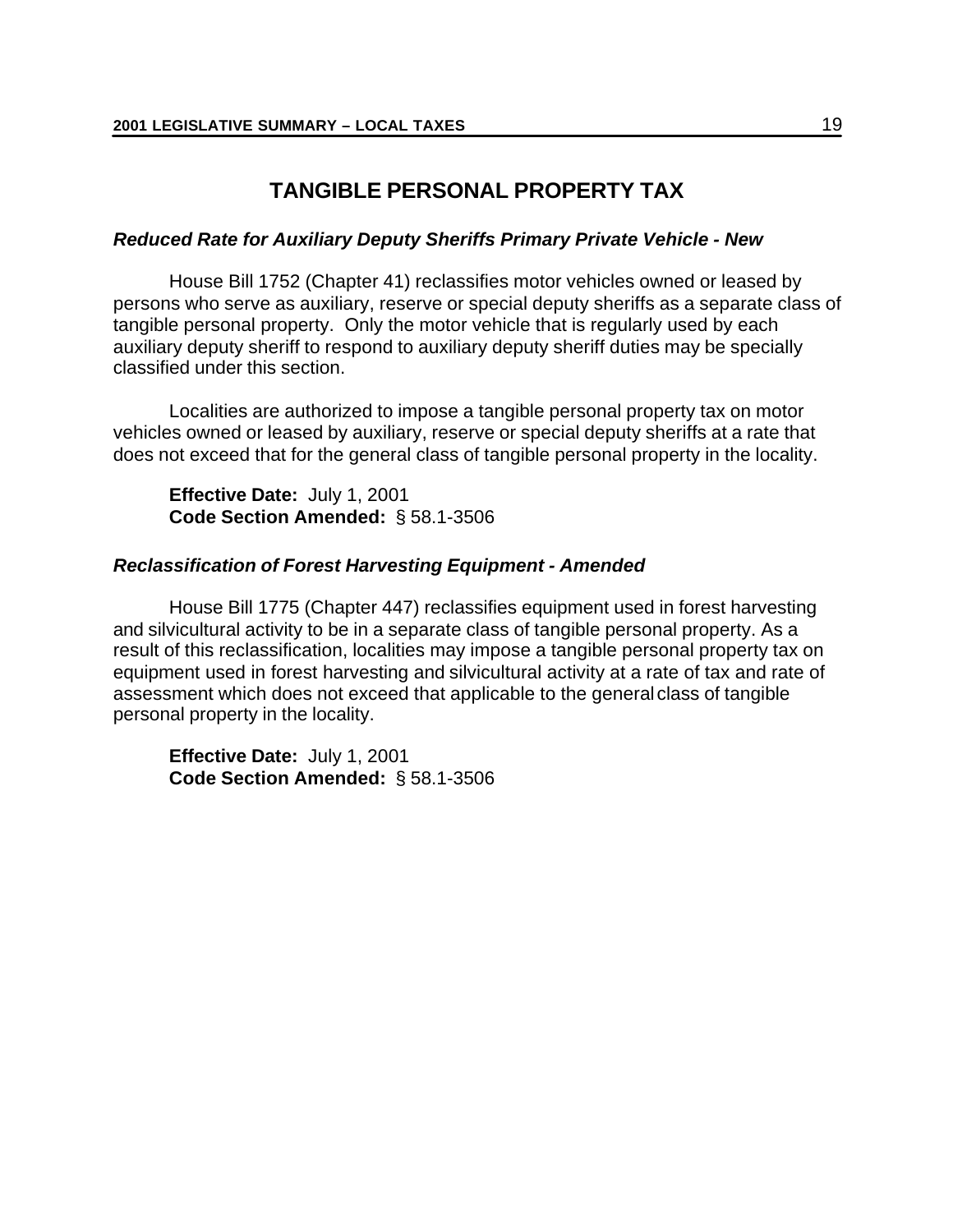# TANGIBLE PERSONAL PROPERTY TAX

### *Reduced Rate for Auxiliary Deputy Sheriffs Primary Private Vehicle - New*

House Bill 1752 (Chapter 41) reclassifies motor vehicles owned or leased by persons who serve as auxiliary, reserve or special deputy sheriffs as a separate class of tangible personal property. Only the motor vehicle that is regularly used by each auxiliary deputy sheriff to respond to auxiliary deputy sheriff duties may be specially classified under this section.

Localities are authorized to impose a tangible personal property tax on motor vehicles owned or leased by auxiliary, reserve or special deputy sheriffs at a rate that does not exceed that for the general class of tangible personal property in the locality.

**Effective Date:** July 1, 2001
**Code Section Amended:** § 58.1-3506

### *Reclassification of Forest Harvesting Equipment - Amended*

House Bill 1775 (Chapter 447) reclassifies equipment used in forest harvesting and silvicultural activity to be in a separate class of tangible personal property. As a result of this reclassification, localities may impose a tangible personal property tax on equipment used in forest harvesting and silvicultural activity at a rate of tax and rate of assessment which does not exceed that applicable to the general class of tangible personal property in the locality.

**Effective Date:** July 1, 2001
**Code Section Amended:** § 58.1-3506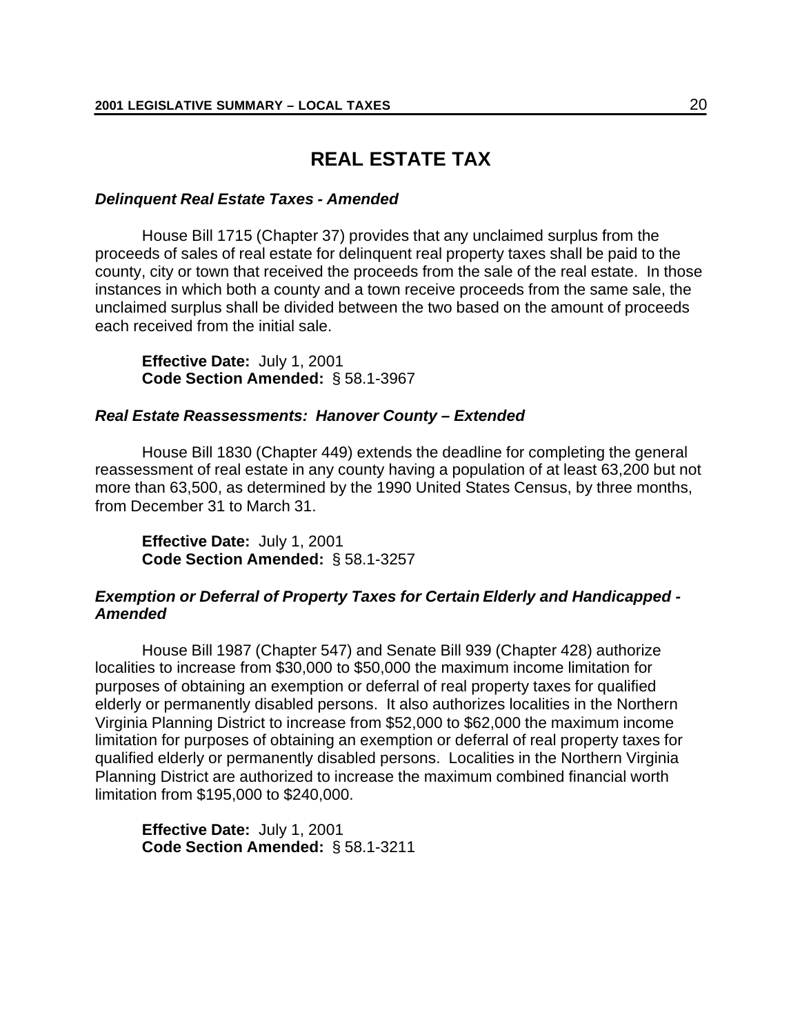# REAL ESTATE TAX

***Delinquent Real Estate Taxes - Amended***

House Bill 1715 (Chapter 37) provides that any unclaimed surplus from the proceeds of sales of real estate for delinquent real property taxes shall be paid to the county, city or town that received the proceeds from the sale of the real estate. In those instances in which both a county and a town receive proceeds from the same sale, the unclaimed surplus shall be divided between the two based on the amount of proceeds each received from the initial sale.

**Effective Date:** July 1, 2001
**Code Section Amended:** § 58.1-3967

***Real Estate Reassessments: Hanover County – Extended***

House Bill 1830 (Chapter 449) extends the deadline for completing the general reassessment of real estate in any county having a population of at least 63,200 but not more than 63,500, as determined by the 1990 United States Census, by three months, from December 31 to March 31.

**Effective Date:** July 1, 2001
**Code Section Amended:** § 58.1-3257

***Exemption or Deferral of Property Taxes for Certain Elderly and Handicapped - Amended***

House Bill 1987 (Chapter 547) and Senate Bill 939 (Chapter 428) authorize localities to increase from $30,000 to $50,000 the maximum income limitation for purposes of obtaining an exemption or deferral of real property taxes for qualified elderly or permanently disabled persons. It also authorizes localities in the Northern Virginia Planning District to increase from $52,000 to $62,000 the maximum income limitation for purposes of obtaining an exemption or deferral of real property taxes for qualified elderly or permanently disabled persons. Localities in the Northern Virginia Planning District are authorized to increase the maximum combined financial worth limitation from $195,000 to $240,000.

**Effective Date:** July 1, 2001
**Code Section Amended:** § 58.1-3211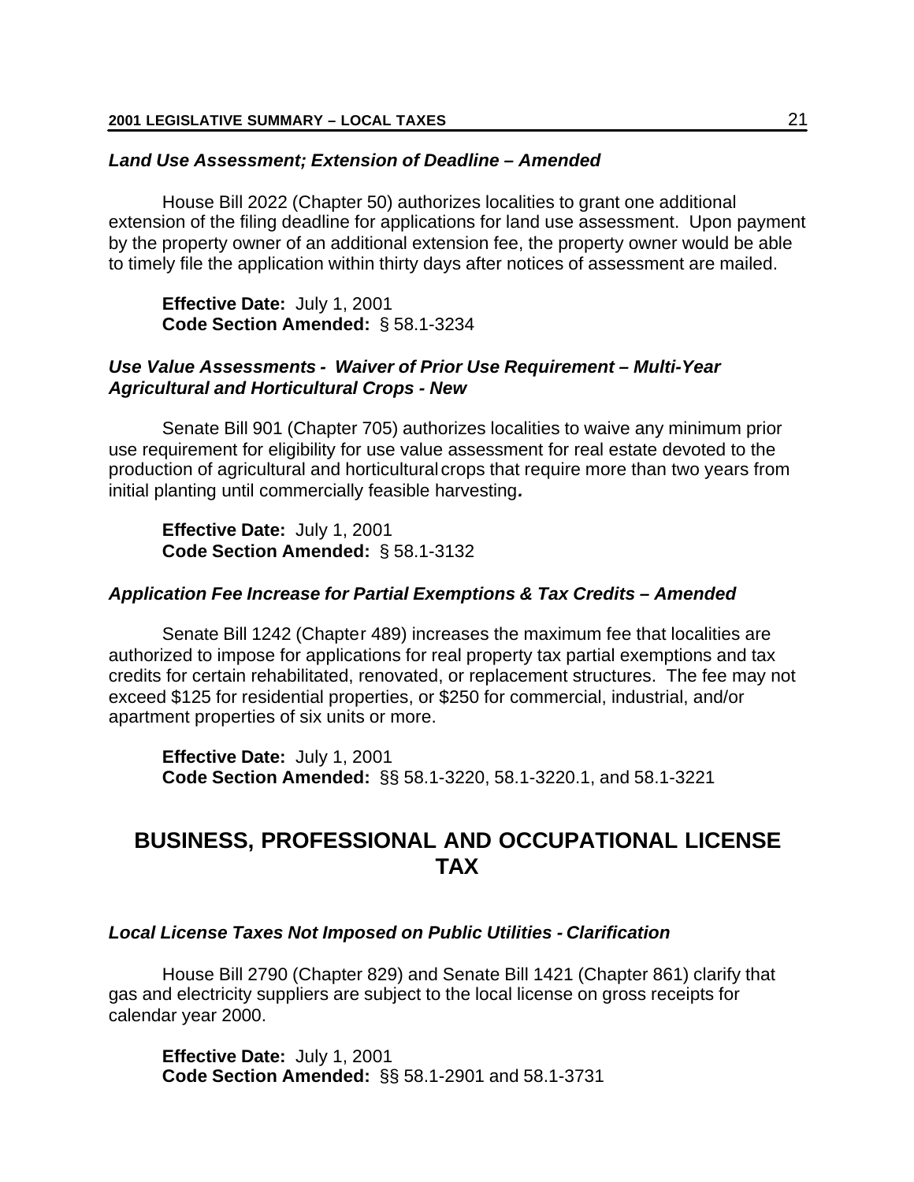***Land Use Assessment; Extension of Deadline – Amended***

House Bill 2022 (Chapter 50) authorizes localities to grant one additional extension of the filing deadline for applications for land use assessment. Upon payment by the property owner of an additional extension fee, the property owner would be able to timely file the application within thirty days after notices of assessment are mailed.

**Effective Date:** July 1, 2001
**Code Section Amended:** § 58.1-3234

***Use Value Assessments - Waiver of Prior Use Requirement – Multi-Year Agricultural and Horticultural Crops - New***

Senate Bill 901 (Chapter 705) authorizes localities to waive any minimum prior use requirement for eligibility for use value assessment for real estate devoted to the production of agricultural and horticultural crops that require more than two years from initial planting until commercially feasible harvesting***.***

**Effective Date:** July 1, 2001
**Code Section Amended:** § 58.1-3132

***Application Fee Increase for Partial Exemptions & Tax Credits – Amended***

Senate Bill 1242 (Chapter 489) increases the maximum fee that localities are authorized to impose for applications for real property tax partial exemptions and tax credits for certain rehabilitated, renovated, or replacement structures. The fee may not exceed $125 for residential properties, or $250 for commercial, industrial, and/or apartment properties of six units or more.

**Effective Date:** July 1, 2001
**Code Section Amended:** §§ 58.1-3220, 58.1-3220.1, and 58.1-3221

## BUSINESS, PROFESSIONAL AND OCCUPATIONAL LICENSE TAX

***Local License Taxes Not Imposed on Public Utilities - Clarification***

House Bill 2790 (Chapter 829) and Senate Bill 1421 (Chapter 861) clarify that gas and electricity suppliers are subject to the local license on gross receipts for calendar year 2000.

**Effective Date:** July 1, 2001
**Code Section Amended:** §§ 58.1-2901 and 58.1-3731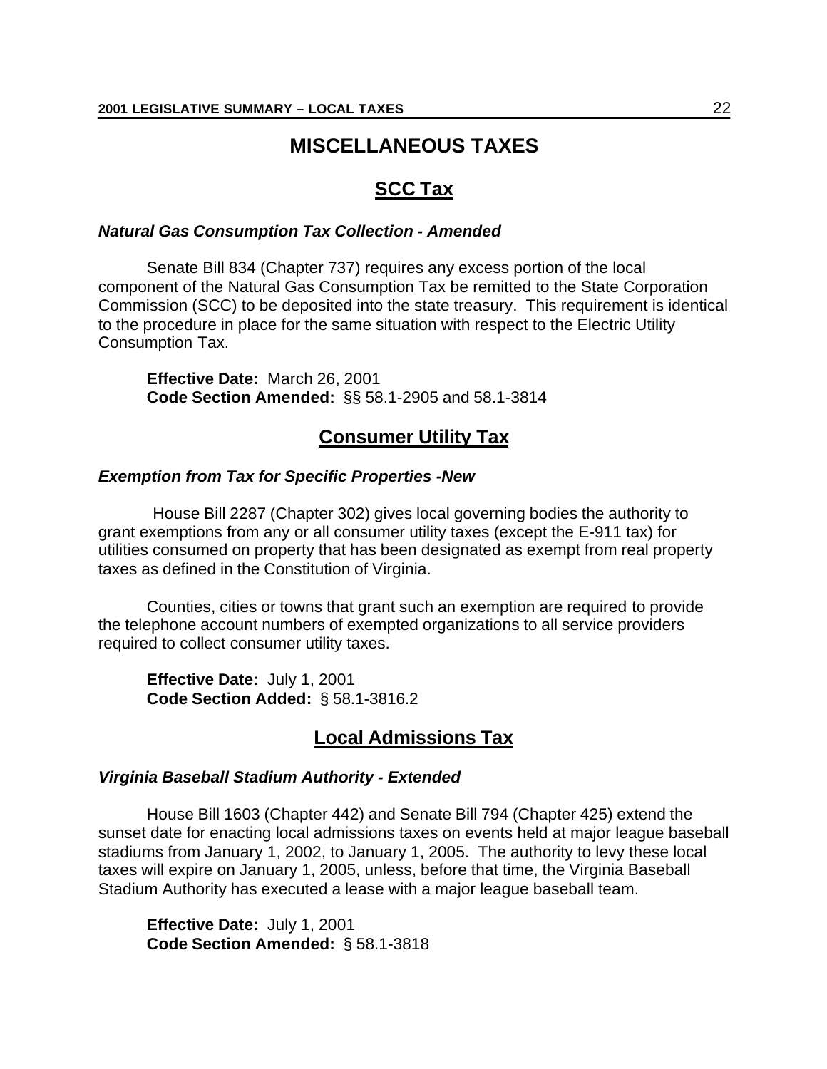# MISCELLANEOUS TAXES

## SCC Tax

***Natural Gas Consumption Tax Collection - Amended***

Senate Bill 834 (Chapter 737) requires any excess portion of the local component of the Natural Gas Consumption Tax be remitted to the State Corporation Commission (SCC) to be deposited into the state treasury. This requirement is identical to the procedure in place for the same situation with respect to the Electric Utility Consumption Tax.

**Effective Date:** March 26, 2001
**Code Section Amended:** §§ 58.1-2905 and 58.1-3814

## Consumer Utility Tax

***Exemption from Tax for Specific Properties -New***

House Bill 2287 (Chapter 302) gives local governing bodies the authority to grant exemptions from any or all consumer utility taxes (except the E-911 tax) for utilities consumed on property that has been designated as exempt from real property taxes as defined in the Constitution of Virginia.

Counties, cities or towns that grant such an exemption are required to provide the telephone account numbers of exempted organizations to all service providers required to collect consumer utility taxes.

**Effective Date:** July 1, 2001
**Code Section Added:** § 58.1-3816.2

## Local Admissions Tax

***Virginia Baseball Stadium Authority - Extended***

House Bill 1603 (Chapter 442) and Senate Bill 794 (Chapter 425) extend the sunset date for enacting local admissions taxes on events held at major league baseball stadiums from January 1, 2002, to January 1, 2005. The authority to levy these local taxes will expire on January 1, 2005, unless, before that time, the Virginia Baseball Stadium Authority has executed a lease with a major league baseball team.

**Effective Date:** July 1, 2001
**Code Section Amended:** § 58.1-3818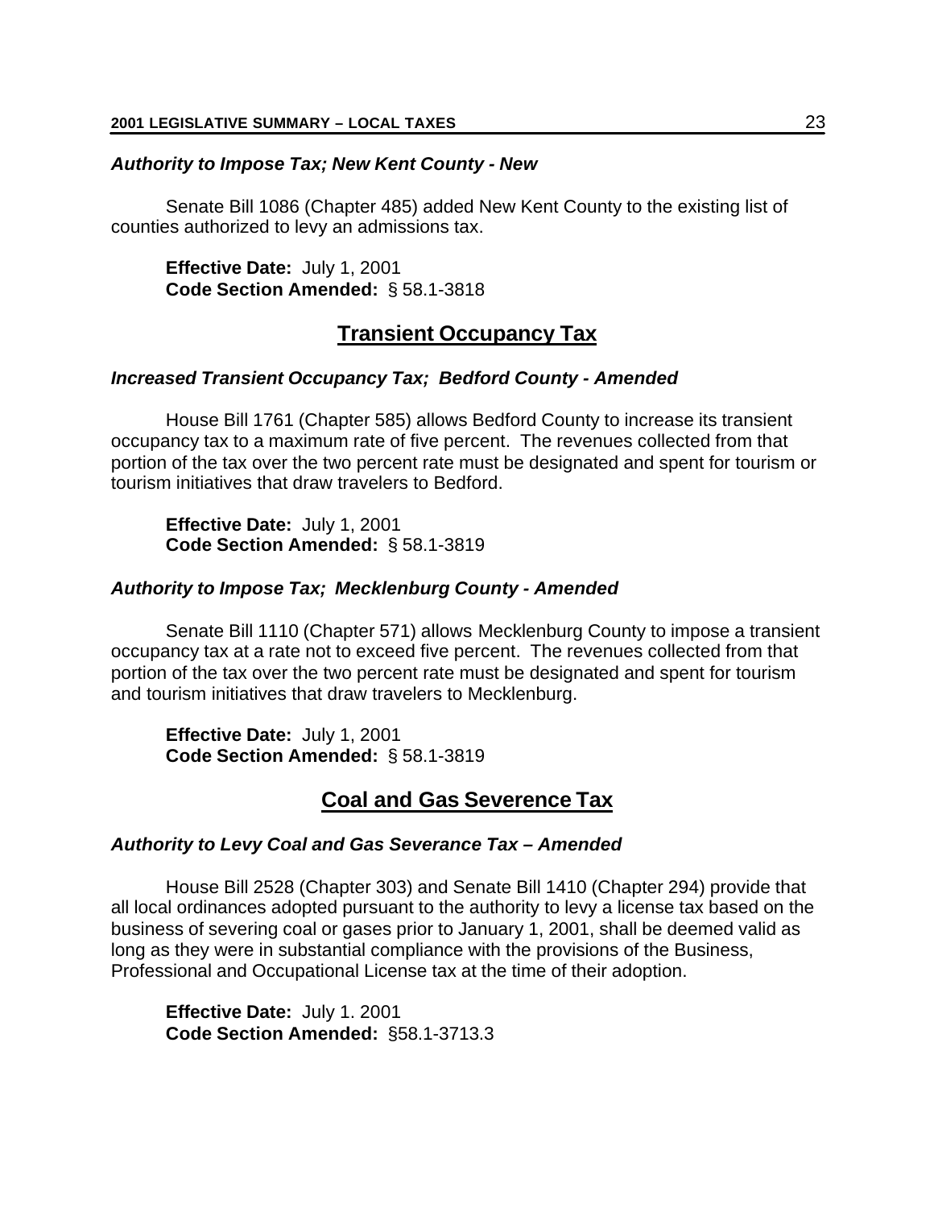***Authority to Impose Tax; New Kent County - New***

Senate Bill 1086 (Chapter 485) added New Kent County to the existing list of counties authorized to levy an admissions tax.

**Effective Date:** July 1, 2001
**Code Section Amended:** § 58.1-3818

## Transient Occupancy Tax

***Increased Transient Occupancy Tax; Bedford County - Amended***

House Bill 1761 (Chapter 585) allows Bedford County to increase its transient occupancy tax to a maximum rate of five percent. The revenues collected from that portion of the tax over the two percent rate must be designated and spent for tourism or tourism initiatives that draw travelers to Bedford.

**Effective Date:** July 1, 2001
**Code Section Amended:** § 58.1-3819

***Authority to Impose Tax; Mecklenburg County - Amended***

Senate Bill 1110 (Chapter 571) allows Mecklenburg County to impose a transient occupancy tax at a rate not to exceed five percent. The revenues collected from that portion of the tax over the two percent rate must be designated and spent for tourism and tourism initiatives that draw travelers to Mecklenburg.

**Effective Date:** July 1, 2001
**Code Section Amended:** § 58.1-3819

## Coal and Gas Severence Tax

***Authority to Levy Coal and Gas Severance Tax – Amended***

House Bill 2528 (Chapter 303) and Senate Bill 1410 (Chapter 294) provide that all local ordinances adopted pursuant to the authority to levy a license tax based on the business of severing coal or gases prior to January 1, 2001, shall be deemed valid as long as they were in substantial compliance with the provisions of the Business, Professional and Occupational License tax at the time of their adoption.

**Effective Date:** July 1. 2001
**Code Section Amended:** §58.1-3713.3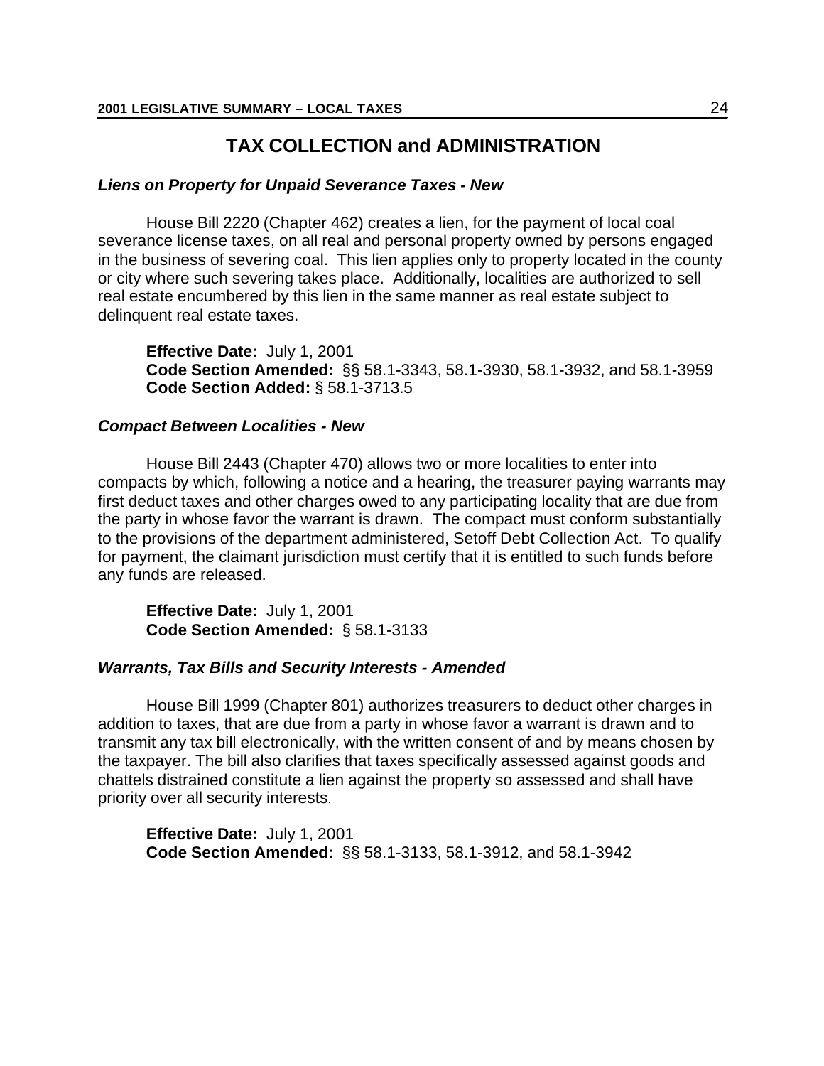## TAX COLLECTION and ADMINISTRATION

### *Liens on Property for Unpaid Severance Taxes - New*

House Bill 2220 (Chapter 462) creates a lien, for the payment of local coal severance license taxes, on all real and personal property owned by persons engaged in the business of severing coal. This lien applies only to property located in the county or city where such severing takes place. Additionally, localities are authorized to sell real estate encumbered by this lien in the same manner as real estate subject to delinquent real estate taxes.

**Effective Date:** July 1, 2001
**Code Section Amended:** §§ 58.1-3343, 58.1-3930, 58.1-3932, and 58.1-3959
**Code Section Added:** § 58.1-3713.5

### *Compact Between Localities - New*

House Bill 2443 (Chapter 470) allows two or more localities to enter into compacts by which, following a notice and a hearing, the treasurer paying warrants may first deduct taxes and other charges owed to any participating locality that are due from the party in whose favor the warrant is drawn. The compact must conform substantially to the provisions of the department administered, Setoff Debt Collection Act. To qualify for payment, the claimant jurisdiction must certify that it is entitled to such funds before any funds are released.

**Effective Date:** July 1, 2001
**Code Section Amended:** § 58.1-3133

### *Warrants, Tax Bills and Security Interests - Amended*

House Bill 1999 (Chapter 801) authorizes treasurers to deduct other charges in addition to taxes, that are due from a party in whose favor a warrant is drawn and to transmit any tax bill electronically, with the written consent of and by means chosen by the taxpayer. The bill also clarifies that taxes specifically assessed against goods and chattels distrained constitute a lien against the property so assessed and shall have priority over all security interests.

**Effective Date:** July 1, 2001
**Code Section Amended:** §§ 58.1-3133, 58.1-3912, and 58.1-3942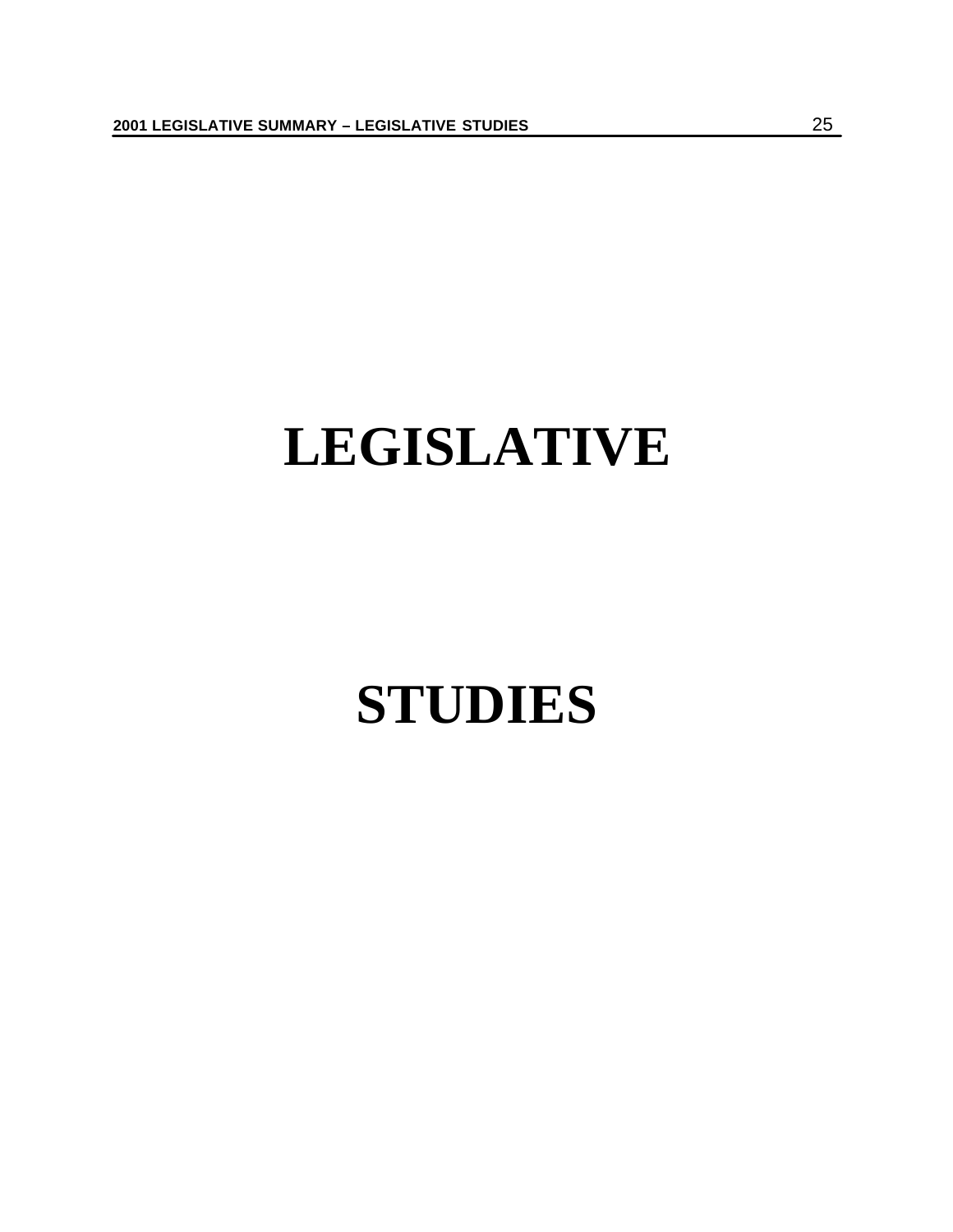# LEGISLATIVE

# STUDIES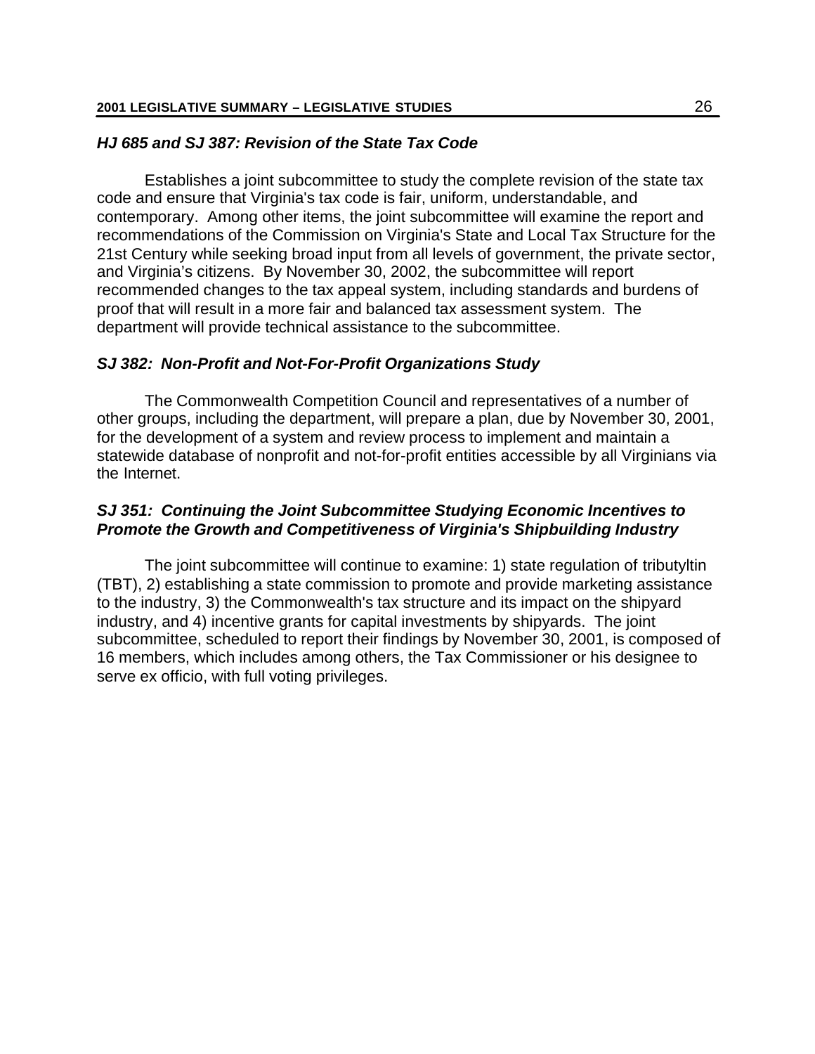### *HJ 685 and SJ 387: Revision of the State Tax Code*

Establishes a joint subcommittee to study the complete revision of the state tax code and ensure that Virginia's tax code is fair, uniform, understandable, and contemporary. Among other items, the joint subcommittee will examine the report and recommendations of the Commission on Virginia's State and Local Tax Structure for the 21st Century while seeking broad input from all levels of government, the private sector, and Virginia's citizens. By November 30, 2002, the subcommittee will report recommended changes to the tax appeal system, including standards and burdens of proof that will result in a more fair and balanced tax assessment system. The department will provide technical assistance to the subcommittee.

### *SJ 382: Non-Profit and Not-For-Profit Organizations Study*

The Commonwealth Competition Council and representatives of a number of other groups, including the department, will prepare a plan, due by November 30, 2001, for the development of a system and review process to implement and maintain a statewide database of nonprofit and not-for-profit entities accessible by all Virginians via the Internet.

### *SJ 351: Continuing the Joint Subcommittee Studying Economic Incentives to Promote the Growth and Competitiveness of Virginia's Shipbuilding Industry*

The joint subcommittee will continue to examine: 1) state regulation of tributyltin (TBT), 2) establishing a state commission to promote and provide marketing assistance to the industry, 3) the Commonwealth's tax structure and its impact on the shipyard industry, and 4) incentive grants for capital investments by shipyards. The joint subcommittee, scheduled to report their findings by November 30, 2001, is composed of 16 members, which includes among others, the Tax Commissioner or his designee to serve ex officio, with full voting privileges.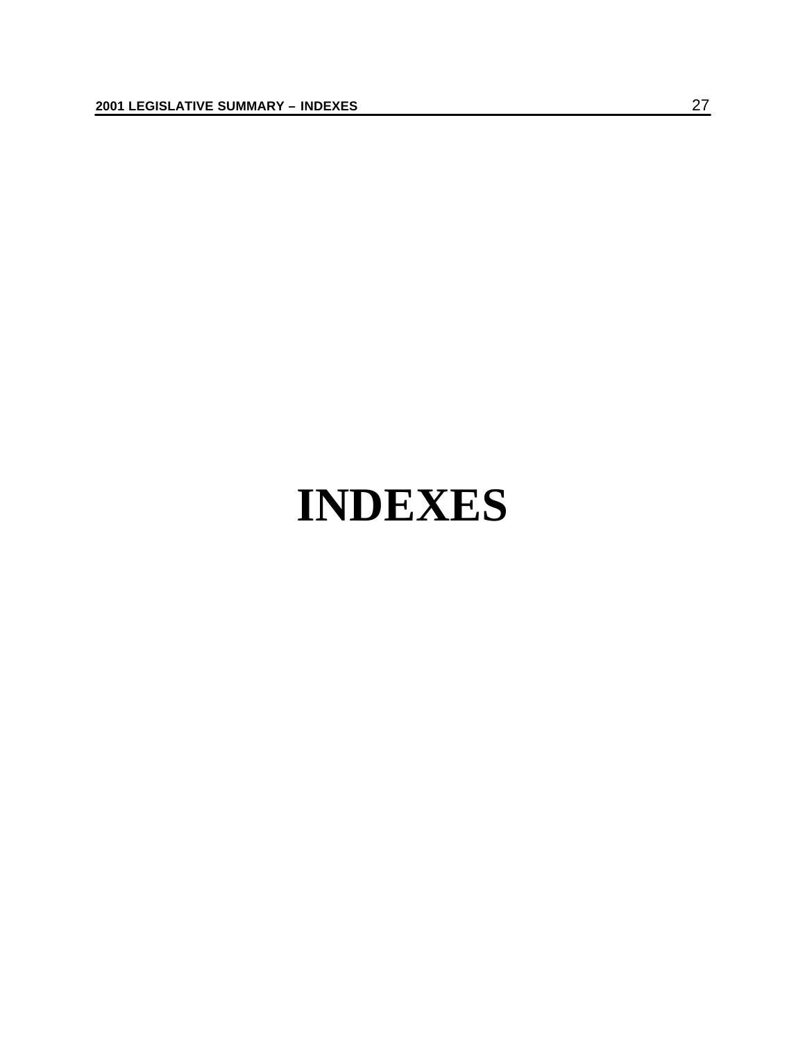# INDEXES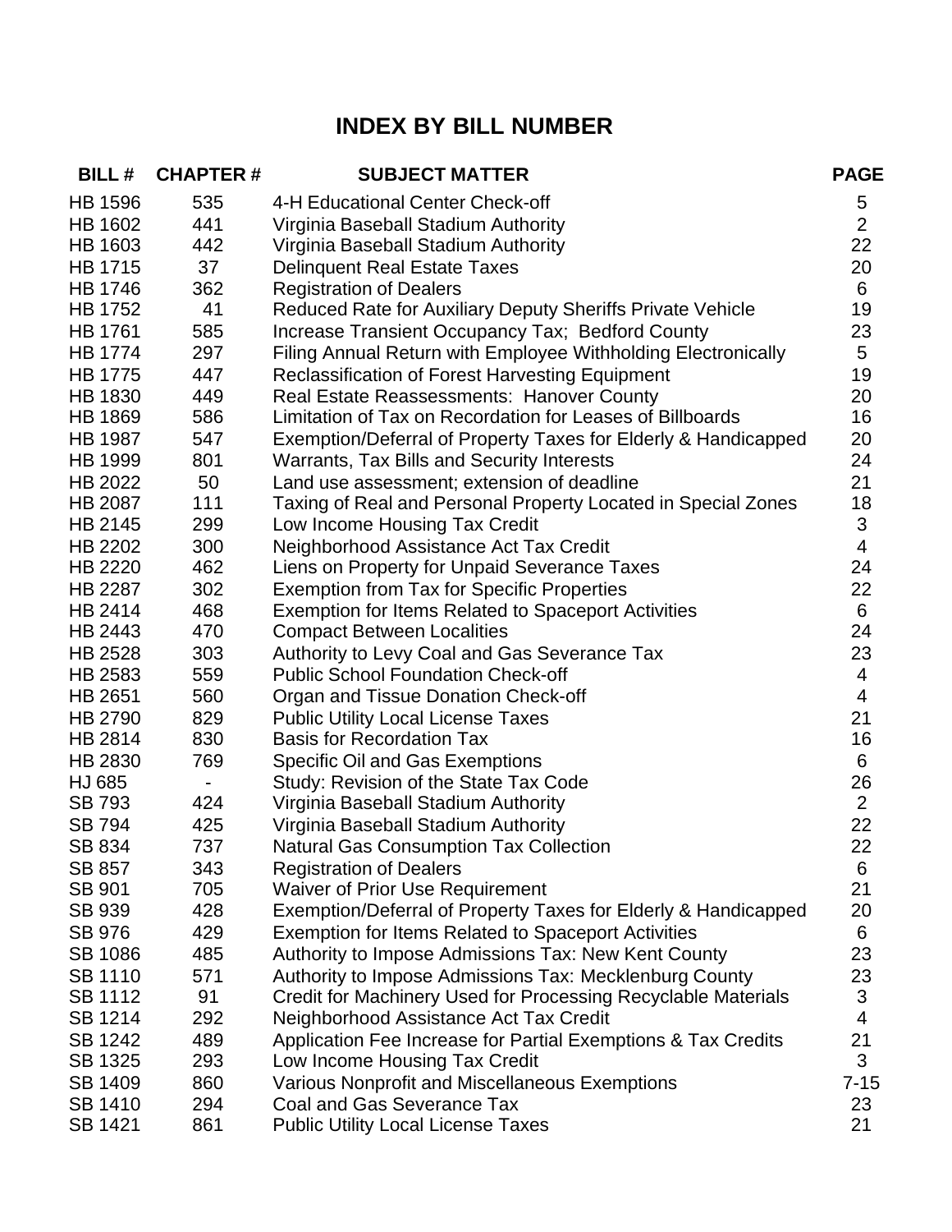# INDEX BY BILL NUMBER

| BILL # | CHAPTER # | SUBJECT MATTER | PAGE |
|---|---|---|---|
| HB 1596 | 535 | 4-H Educational Center Check-off | 5 |
| HB 1602 | 441 | Virginia Baseball Stadium Authority | 2 |
| HB 1603 | 442 | Virginia Baseball Stadium Authority | 22 |
| HB 1715 | 37 | Delinquent Real Estate Taxes | 20 |
| HB 1746 | 362 | Registration of Dealers | 6 |
| HB 1752 | 41 | Reduced Rate for Auxiliary Deputy Sheriffs Private Vehicle | 19 |
| HB 1761 | 585 | Increase Transient Occupancy Tax; Bedford County | 23 |
| HB 1774 | 297 | Filing Annual Return with Employee Withholding Electronically | 5 |
| HB 1775 | 447 | Reclassification of Forest Harvesting Equipment | 19 |
| HB 1830 | 449 | Real Estate Reassessments: Hanover County | 20 |
| HB 1869 | 586 | Limitation of Tax on Recordation for Leases of Billboards | 16 |
| HB 1987 | 547 | Exemption/Deferral of Property Taxes for Elderly & Handicapped | 20 |
| HB 1999 | 801 | Warrants, Tax Bills and Security Interests | 24 |
| HB 2022 | 50 | Land use assessment; extension of deadline | 21 |
| HB 2087 | 111 | Taxing of Real and Personal Property Located in Special Zones | 18 |
| HB 2145 | 299 | Low Income Housing Tax Credit | 3 |
| HB 2202 | 300 | Neighborhood Assistance Act Tax Credit | 4 |
| HB 2220 | 462 | Liens on Property for Unpaid Severance Taxes | 24 |
| HB 2287 | 302 | Exemption from Tax for Specific Properties | 22 |
| HB 2414 | 468 | Exemption for Items Related to Spaceport Activities | 6 |
| HB 2443 | 470 | Compact Between Localities | 24 |
| HB 2528 | 303 | Authority to Levy Coal and Gas Severance Tax | 23 |
| HB 2583 | 559 | Public School Foundation Check-off | 4 |
| HB 2651 | 560 | Organ and Tissue Donation Check-off | 4 |
| HB 2790 | 829 | Public Utility Local License Taxes | 21 |
| HB 2814 | 830 | Basis for Recordation Tax | 16 |
| HB 2830 | 769 | Specific Oil and Gas Exemptions | 6 |
| HJ 685 | - | Study: Revision of the State Tax Code | 26 |
| SB 793 | 424 | Virginia Baseball Stadium Authority | 2 |
| SB 794 | 425 | Virginia Baseball Stadium Authority | 22 |
| SB 834 | 737 | Natural Gas Consumption Tax Collection | 22 |
| SB 857 | 343 | Registration of Dealers | 6 |
| SB 901 | 705 | Waiver of Prior Use Requirement | 21 |
| SB 939 | 428 | Exemption/Deferral of Property Taxes for Elderly & Handicapped | 20 |
| SB 976 | 429 | Exemption for Items Related to Spaceport Activities | 6 |
| SB 1086 | 485 | Authority to Impose Admissions Tax: New Kent County | 23 |
| SB 1110 | 571 | Authority to Impose Admissions Tax: Mecklenburg County | 23 |
| SB 1112 | 91 | Credit for Machinery Used for Processing Recyclable Materials | 3 |
| SB 1214 | 292 | Neighborhood Assistance Act Tax Credit | 4 |
| SB 1242 | 489 | Application Fee Increase for Partial Exemptions & Tax Credits | 21 |
| SB 1325 | 293 | Low Income Housing Tax Credit | 3 |
| SB 1409 | 860 | Various Nonprofit and Miscellaneous Exemptions | 7-15 |
| SB 1410 | 294 | Coal and Gas Severance Tax | 23 |
| SB 1421 | 861 | Public Utility Local License Taxes | 21 |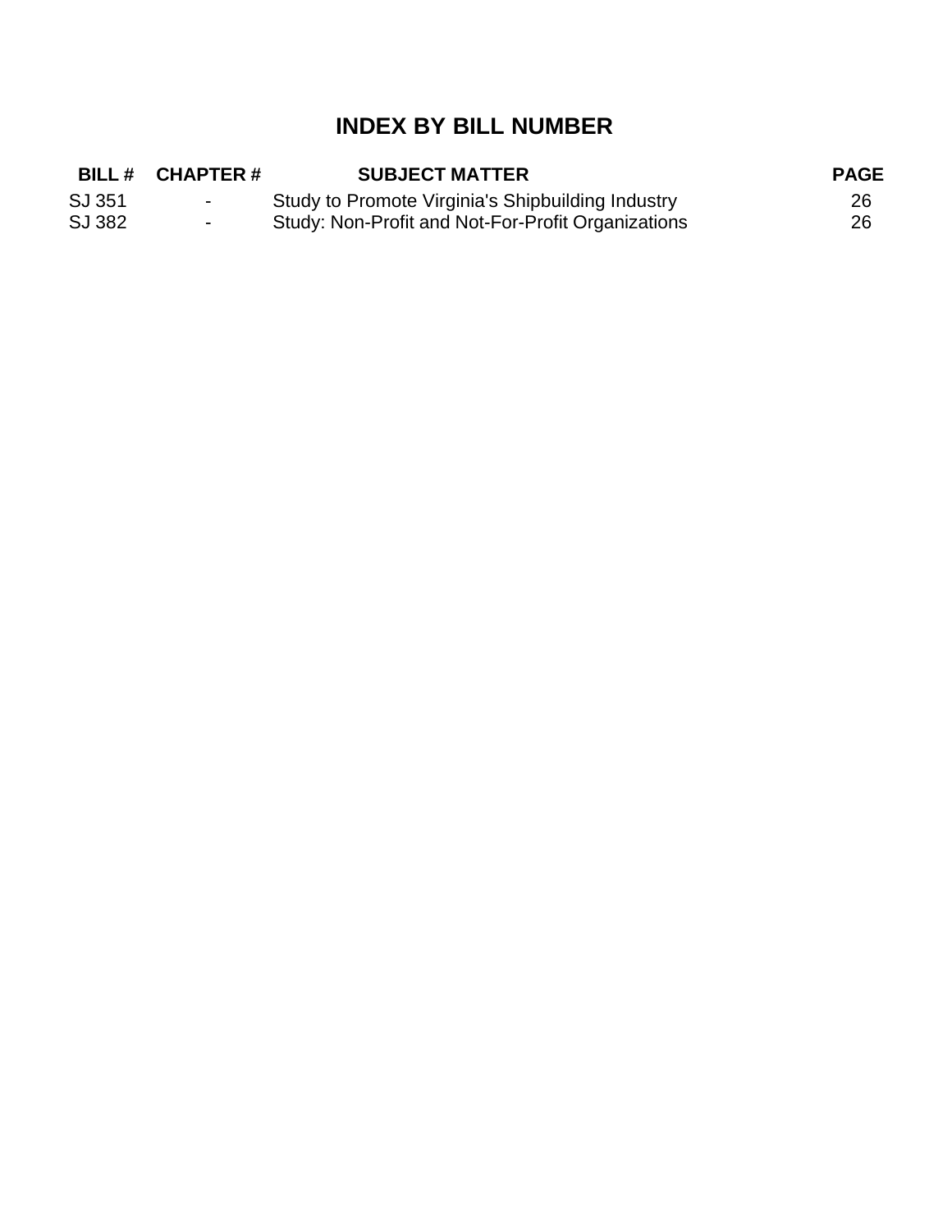# INDEX BY BILL NUMBER

| BILL # | CHAPTER # | SUBJECT MATTER | PAGE |
|---|---|---|---|
| SJ 351 | - | Study to Promote Virginia's Shipbuilding Industry | 26 |
| SJ 382 | - | Study: Non-Profit and Not-For-Profit Organizations | 26 |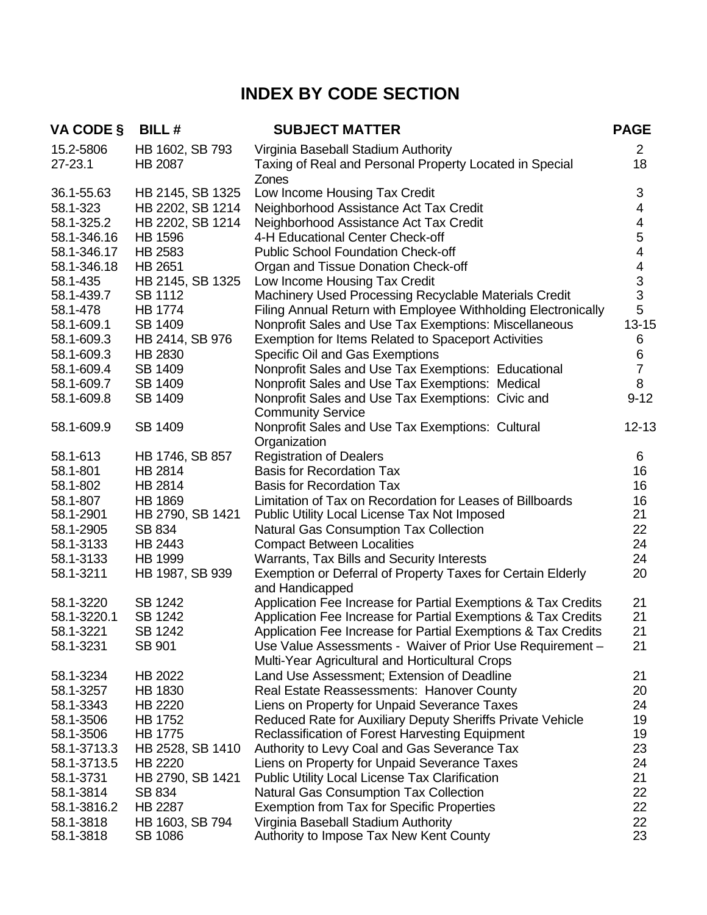# INDEX BY CODE SECTION

| VA CODE § | BILL # | SUBJECT MATTER | PAGE |
|---|---|---|---|
| 15.2-5806 | HB 1602, SB 793 | Virginia Baseball Stadium Authority | 2 |
| 27-23.1 | HB 2087 | Taxing of Real and Personal Property Located in Special Zones | 18 |
| 36.1-55.63 | HB 2145, SB 1325 | Low Income Housing Tax Credit | 3 |
| 58.1-323 | HB 2202, SB 1214 | Neighborhood Assistance Act Tax Credit | 4 |
| 58.1-325.2 | HB 2202, SB 1214 | Neighborhood Assistance Act Tax Credit | 4 |
| 58.1-346.16 | HB 1596 | 4-H Educational Center Check-off | 5 |
| 58.1-346.17 | HB 2583 | Public School Foundation Check-off | 4 |
| 58.1-346.18 | HB 2651 | Organ and Tissue Donation Check-off | 4 |
| 58.1-435 | HB 2145, SB 1325 | Low Income Housing Tax Credit | 3 |
| 58.1-439.7 | SB 1112 | Machinery Used Processing Recyclable Materials Credit | 3 |
| 58.1-478 | HB 1774 | Filing Annual Return with Employee Withholding Electronically | 5 |
| 58.1-609.1 | SB 1409 | Nonprofit Sales and Use Tax Exemptions: Miscellaneous | 13-15 |
| 58.1-609.3 | HB 2414, SB 976 | Exemption for Items Related to Spaceport Activities | 6 |
| 58.1-609.3 | HB 2830 | Specific Oil and Gas Exemptions | 6 |
| 58.1-609.4 | SB 1409 | Nonprofit Sales and Use Tax Exemptions: Educational | 7 |
| 58.1-609.7 | SB 1409 | Nonprofit Sales and Use Tax Exemptions: Medical | 8 |
| 58.1-609.8 | SB 1409 | Nonprofit Sales and Use Tax Exemptions: Civic and Community Service | 9-12 |
| 58.1-609.9 | SB 1409 | Nonprofit Sales and Use Tax Exemptions: Cultural Organization | 12-13 |
| 58.1-613 | HB 1746, SB 857 | Registration of Dealers | 6 |
| 58.1-801 | HB 2814 | Basis for Recordation Tax | 16 |
| 58.1-802 | HB 2814 | Basis for Recordation Tax | 16 |
| 58.1-807 | HB 1869 | Limitation of Tax on Recordation for Leases of Billboards | 16 |
| 58.1-2901 | HB 2790, SB 1421 | Public Utility Local License Tax Not Imposed | 21 |
| 58.1-2905 | SB 834 | Natural Gas Consumption Tax Collection | 22 |
| 58.1-3133 | HB 2443 | Compact Between Localities | 24 |
| 58.1-3133 | HB 1999 | Warrants, Tax Bills and Security Interests | 24 |
| 58.1-3211 | HB 1987, SB 939 | Exemption or Deferral of Property Taxes for Certain Elderly and Handicapped | 20 |
| 58.1-3220 | SB 1242 | Application Fee Increase for Partial Exemptions & Tax Credits | 21 |
| 58.1-3220.1 | SB 1242 | Application Fee Increase for Partial Exemptions & Tax Credits | 21 |
| 58.1-3221 | SB 1242 | Application Fee Increase for Partial Exemptions & Tax Credits | 21 |
| 58.1-3231 | SB 901 | Use Value Assessments - Waiver of Prior Use Requirement – Multi-Year Agricultural and Horticultural Crops | 21 |
| 58.1-3234 | HB 2022 | Land Use Assessment; Extension of Deadline | 21 |
| 58.1-3257 | HB 1830 | Real Estate Reassessments: Hanover County | 20 |
| 58.1-3343 | HB 2220 | Liens on Property for Unpaid Severance Taxes | 24 |
| 58.1-3506 | HB 1752 | Reduced Rate for Auxiliary Deputy Sheriffs Private Vehicle | 19 |
| 58.1-3506 | HB 1775 | Reclassification of Forest Harvesting Equipment | 19 |
| 58.1-3713.3 | HB 2528, SB 1410 | Authority to Levy Coal and Gas Severance Tax | 23 |
| 58.1-3713.5 | HB 2220 | Liens on Property for Unpaid Severance Taxes | 24 |
| 58.1-3731 | HB 2790, SB 1421 | Public Utility Local License Tax Clarification | 21 |
| 58.1-3814 | SB 834 | Natural Gas Consumption Tax Collection | 22 |
| 58.1-3816.2 | HB 2287 | Exemption from Tax for Specific Properties | 22 |
| 58.1-3818 | HB 1603, SB 794 | Virginia Baseball Stadium Authority | 22 |
| 58.1-3818 | SB 1086 | Authority to Impose Tax New Kent County | 23 |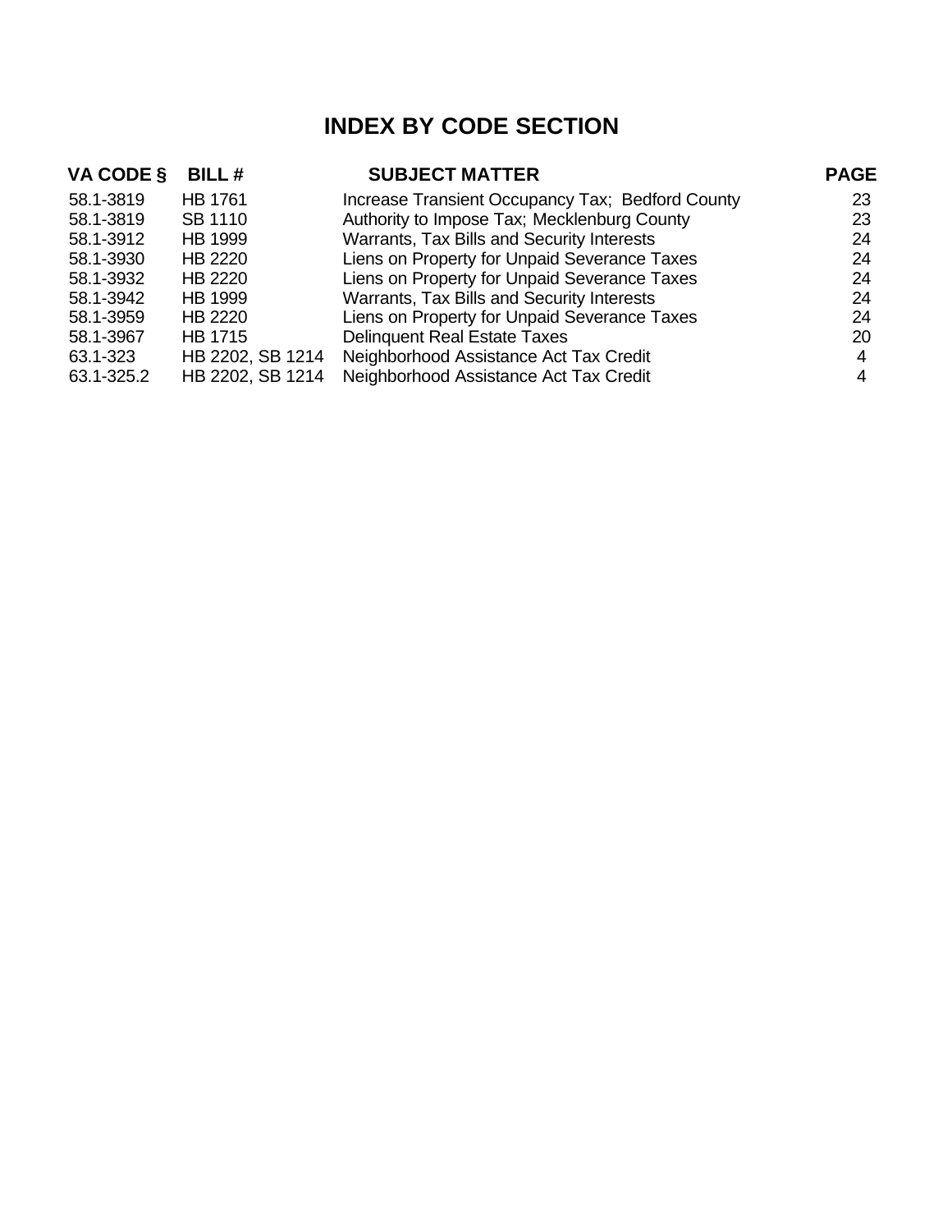# INDEX BY CODE SECTION

| VA CODE § | BILL # | SUBJECT MATTER | PAGE |
|---|---|---|---|
| 58.1-3819 | HB 1761 | Increase Transient Occupancy Tax; Bedford County | 23 |
| 58.1-3819 | SB 1110 | Authority to Impose Tax; Mecklenburg County | 23 |
| 58.1-3912 | HB 1999 | Warrants, Tax Bills and Security Interests | 24 |
| 58.1-3930 | HB 2220 | Liens on Property for Unpaid Severance Taxes | 24 |
| 58.1-3932 | HB 2220 | Liens on Property for Unpaid Severance Taxes | 24 |
| 58.1-3942 | HB 1999 | Warrants, Tax Bills and Security Interests | 24 |
| 58.1-3959 | HB 2220 | Liens on Property for Unpaid Severance Taxes | 24 |
| 58.1-3967 | HB 1715 | Delinquent Real Estate Taxes | 20 |
| 63.1-323 | HB 2202, SB 1214 | Neighborhood Assistance Act Tax Credit | 4 |
| 63.1-325.2 | HB 2202, SB 1214 | Neighborhood Assistance Act Tax Credit | 4 |